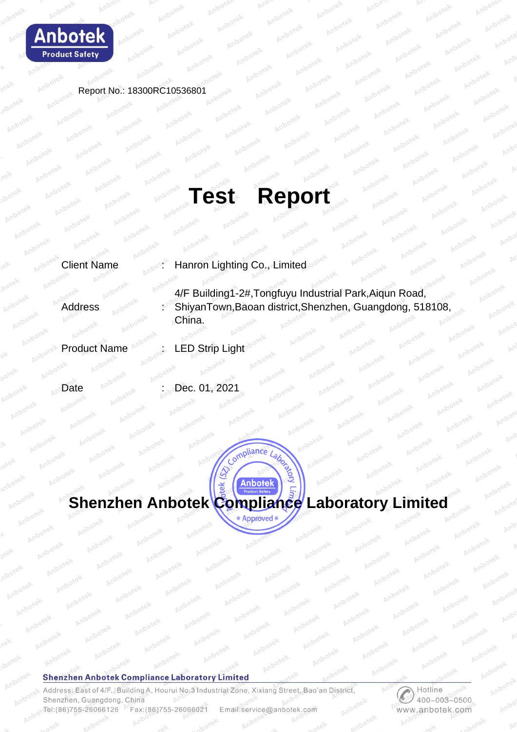Report No.: 18300RC10536801

# Test Report

| | | |
|---|---|---|
| Client Name | : | Hanron Lighting Co., Limited |
| Address | : | 4/F Building1-2#,Tongfuyu Industrial Park,Aiqun Road, ShiyanTown,Baoan district,Shenzhen, Guangdong, 518108, China. |
| Product Name | : | LED Strip Light |
| Date | : | Dec. 01, 2021 |

## Shenzhen Anbotek Compliance Laboratory Limited

**Shenzhen Anbotek Compliance Laboratory Limited**

Address: East of 4/F., Building A, Hourui No.3 Industrial Zone, Xixiang Street, Bao'an District, Shenzhen, Guangdong, China

Tel:(86)755-26066126 Fax:(86)755-26066021 Email:service@anbotek.com

Hotline 400-003-0500

www.anbotek.com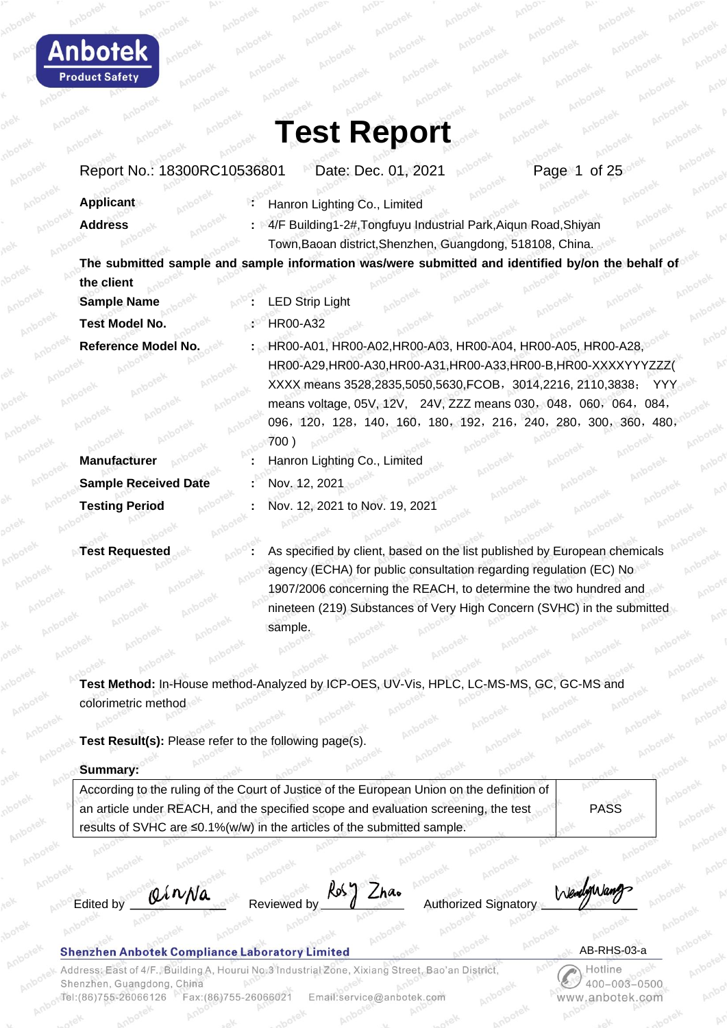# Test Report

Report No.: 18300RC10536801    Date: Dec. 01, 2021

| | | |
|---|---|---|
| **Applicant** | : | Hanron Lighting Co., Limited |
| **Address** | : | 4/F Building1-2#,Tongfuyu Industrial Park,Aiqun Road,Shiyan Town,Baoan district,Shenzhen, Guangdong, 518108, China. |

**The submitted sample and sample information was/were submitted and identified by/on the behalf of the client**

| | | |
|---|---|---|
| **Sample Name** | : | LED Strip Light |
| **Test Model No.** | : | HR00-A32 |
| **Reference Model No.** | : | HR00-A01, HR00-A02,HR00-A03, HR00-A04, HR00-A05, HR00-A28, HR00-A29,HR00-A30,HR00-A31,HR00-A33,HR00-B,HR00-XXXXYYYZZZ( XXXX means 3528,2835,5050,5630,FCOB，3014,2216, 2110,3838； YYY means voltage, 05V, 12V, 24V, ZZZ means 030，048，060，064，084，096，120，128，140，160，180，192，216，240，280，300，360，480，700 ) |
| **Manufacturer** | : | Hanron Lighting Co., Limited |
| **Sample Received Date** | : | Nov. 12, 2021 |
| **Testing Period** | : | Nov. 12, 2021 to Nov. 19, 2021 |
| **Test Requested** | : | As specified by client, based on the list published by European chemicals agency (ECHA) for public consultation regarding regulation (EC) No 1907/2006 concerning the REACH, to determine the two hundred and nineteen (219) Substances of Very High Concern (SVHC) in the submitted sample. |

**Test Method:** In-House method-Analyzed by ICP-OES, UV-Vis, HPLC, LC-MS-MS, GC, GC-MS and colorimetric method

**Test Result(s):** Please refer to the following page(s).

**Summary:**

| | |
|---|---|
| According to the ruling of the Court of Justice of the European Union on the definition of an article under REACH, and the specified scope and evaluation screening, the test results of SVHC are ≤0.1%(w/w) in the articles of the submitted sample. | PASS |

Edited by QinNa    Reviewed by Rosy Zhao    Authorized Signatory WendyWang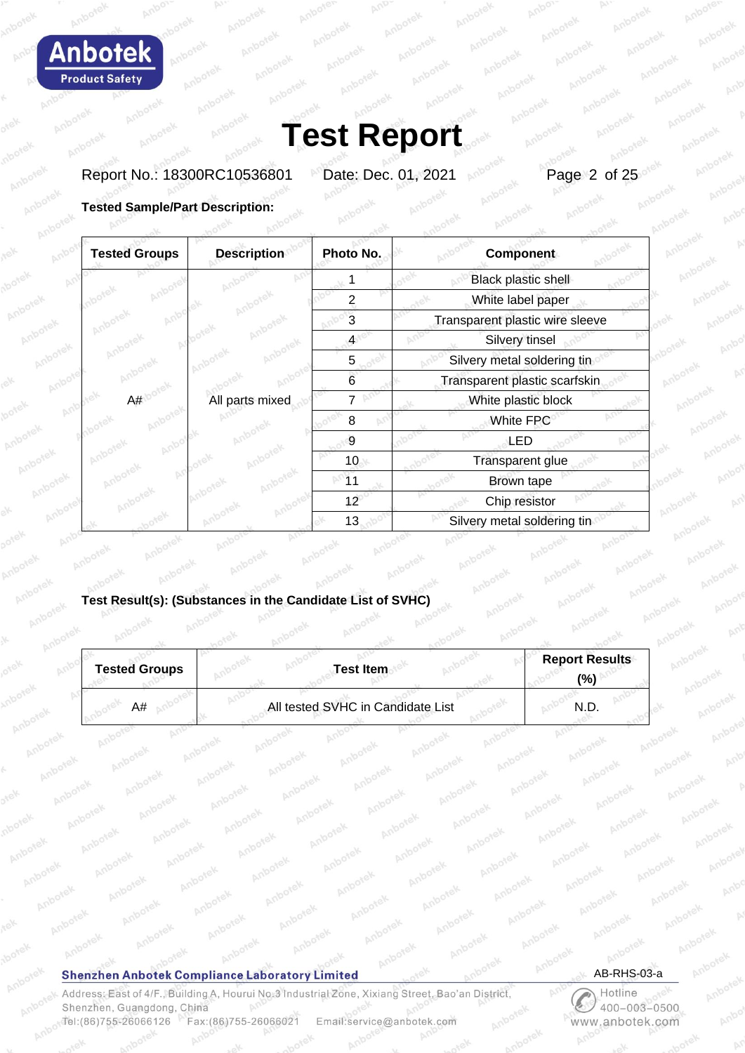# Test Report

Report No.: 18300RC10536801 Date: Dec. 01, 2021

**Tested Sample/Part Description:**

| Tested Groups | Description | Photo No. | Component |
|---|---|---|---|
| A# | All parts mixed | 1 | Black plastic shell |
| | | 2 | White label paper |
| | | 3 | Transparent plastic wire sleeve |
| | | 4 | Silvery tinsel |
| | | 5 | Silvery metal soldering tin |
| | | 6 | Transparent plastic scarfskin |
| | | 7 | White plastic block |
| | | 8 | White FPC |
| | | 9 | LED |
| | | 10 | Transparent glue |
| | | 11 | Brown tape |
| | | 12 | Chip resistor |
| | | 13 | Silvery metal soldering tin |

**Test Result(s): (Substances in the Candidate List of SVHC)**

| Tested Groups | Test Item | Report Results (%) |
|---|---|---|
| A# | All tested SVHC in Candidate List | N.D. |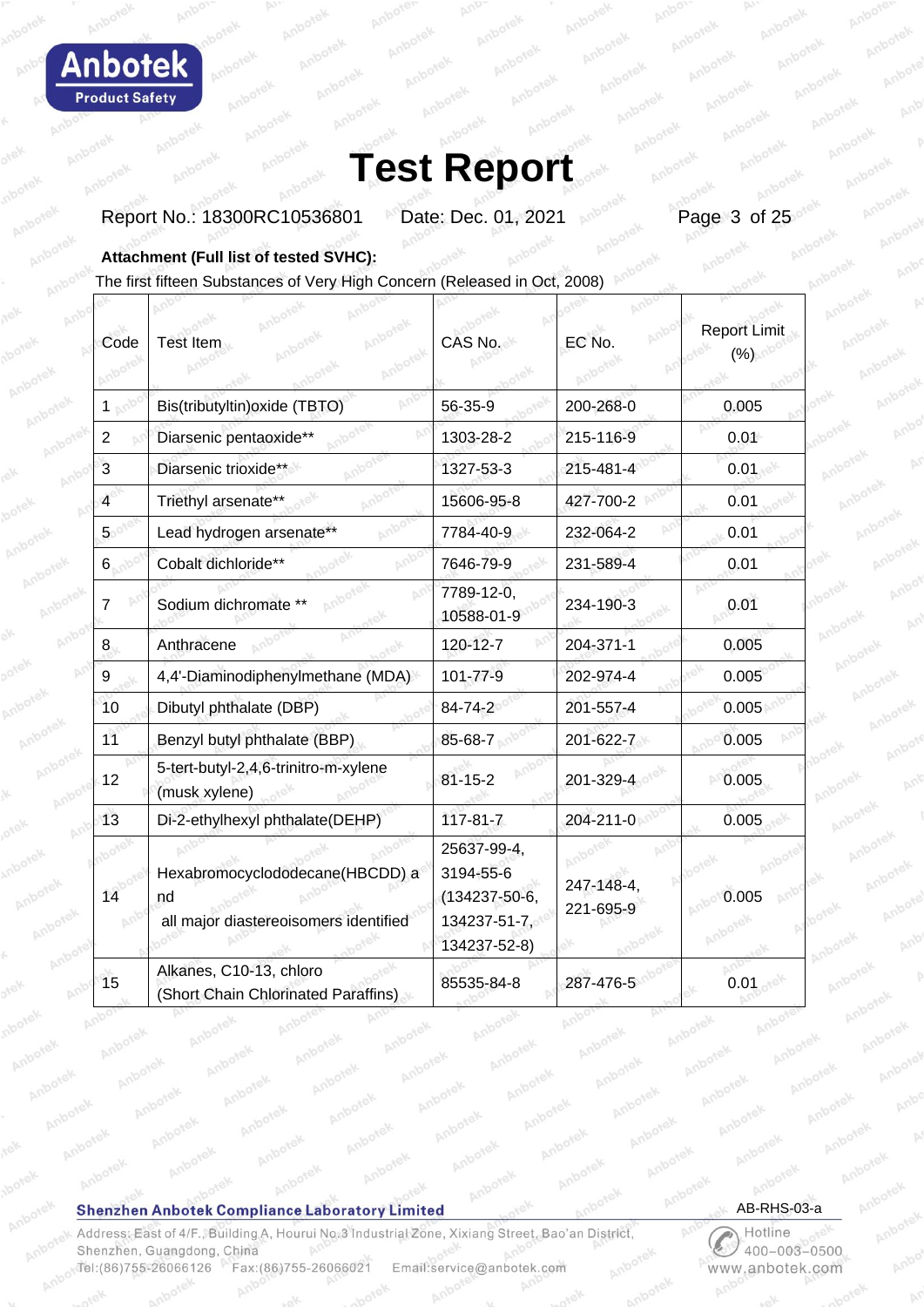# Test Report

Report No.: 18300RC10536801 Date: Dec. 01, 2021

**Attachment (Full list of tested SVHC):**

The first fifteen Substances of Very High Concern (Released in Oct, 2008)

| Code | Test Item | CAS No. | EC No. | Report Limit (%) |
|---|---|---|---|---|
| 1 | Bis(tributyltin)oxide (TBTO) | 56-35-9 | 200-268-0 | 0.005 |
| 2 | Diarsenic pentaoxide** | 1303-28-2 | 215-116-9 | 0.01 |
| 3 | Diarsenic trioxide** | 1327-53-3 | 215-481-4 | 0.01 |
| 4 | Triethyl arsenate** | 15606-95-8 | 427-700-2 | 0.01 |
| 5 | Lead hydrogen arsenate** | 7784-40-9 | 232-064-2 | 0.01 |
| 6 | Cobalt dichloride** | 7646-79-9 | 231-589-4 | 0.01 |
| 7 | Sodium dichromate ** | 7789-12-0, 10588-01-9 | 234-190-3 | 0.01 |
| 8 | Anthracene | 120-12-7 | 204-371-1 | 0.005 |
| 9 | 4,4'-Diaminodiphenylmethane (MDA) | 101-77-9 | 202-974-4 | 0.005 |
| 10 | Dibutyl phthalate (DBP) | 84-74-2 | 201-557-4 | 0.005 |
| 11 | Benzyl butyl phthalate (BBP) | 85-68-7 | 201-622-7 | 0.005 |
| 12 | 5-tert-butyl-2,4,6-trinitro-m-xylene (musk xylene) | 81-15-2 | 201-329-4 | 0.005 |
| 13 | Di-2-ethylhexyl phthalate(DEHP) | 117-81-7 | 204-211-0 | 0.005 |
| 14 | Hexabromocyclododecane(HBCDD) and all major diastereoisomers identified | 25637-99-4, 3194-55-6 (134237-50-6, 134237-51-7, 134237-52-8) | 247-148-4, 221-695-9 | 0.005 |
| 15 | Alkanes, C10-13, chloro (Short Chain Chlorinated Paraffins) | 85535-84-8 | 287-476-5 | 0.01 |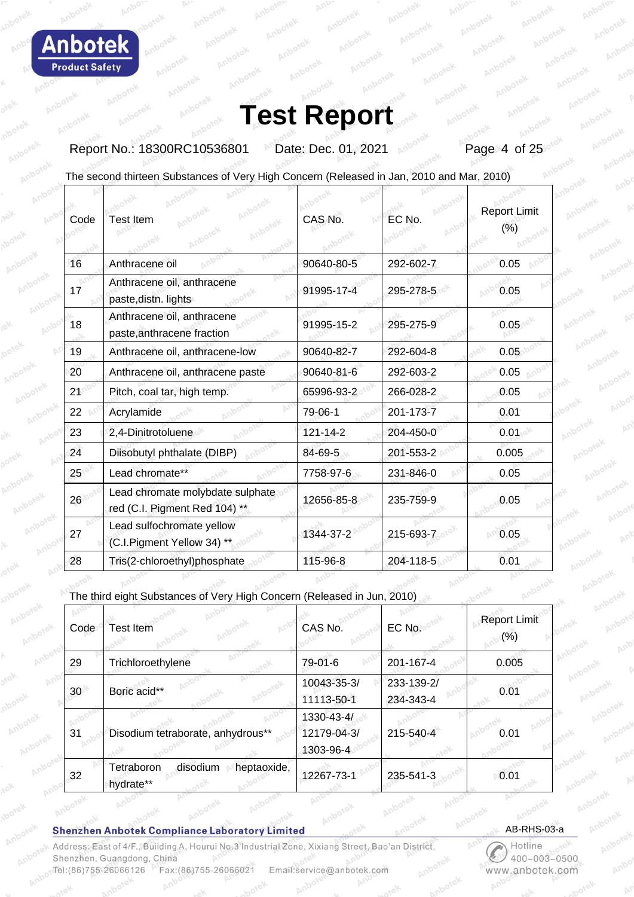# Test Report

Report No.: 18300RC10536801 Date: Dec. 01, 2021

The second thirteen Substances of Very High Concern (Released in Jan, 2010 and Mar, 2010)

| Code | Test Item | CAS No. | EC No. | Report Limit (%) |
|---|---|---|---|---|
| 16 | Anthracene oil | 90640-80-5 | 292-602-7 | 0.05 |
| 17 | Anthracene oil, anthracene paste,distn. lights | 91995-17-4 | 295-278-5 | 0.05 |
| 18 | Anthracene oil, anthracene paste,anthracene fraction | 91995-15-2 | 295-275-9 | 0.05 |
| 19 | Anthracene oil, anthracene-low | 90640-82-7 | 292-604-8 | 0.05 |
| 20 | Anthracene oil, anthracene paste | 90640-81-6 | 292-603-2 | 0.05 |
| 21 | Pitch, coal tar, high temp. | 65996-93-2 | 266-028-2 | 0.05 |
| 22 | Acrylamide | 79-06-1 | 201-173-7 | 0.01 |
| 23 | 2,4-Dinitrotoluene | 121-14-2 | 204-450-0 | 0.01 |
| 24 | Diisobutyl phthalate (DIBP) | 84-69-5 | 201-553-2 | 0.005 |
| 25 | Lead chromate** | 7758-97-6 | 231-846-0 | 0.05 |
| 26 | Lead chromate molybdate sulphate red (C.I. Pigment Red 104) ** | 12656-85-8 | 235-759-9 | 0.05 |
| 27 | Lead sulfochromate yellow (C.I.Pigment Yellow 34) ** | 1344-37-2 | 215-693-7 | 0.05 |
| 28 | Tris(2-chloroethyl)phosphate | 115-96-8 | 204-118-5 | 0.01 |

The third eight Substances of Very High Concern (Released in Jun, 2010)

| Code | Test Item | CAS No. | EC No. | Report Limit (%) |
|---|---|---|---|---|
| 29 | Trichloroethylene | 79-01-6 | 201-167-4 | 0.005 |
| 30 | Boric acid** | 10043-35-3/ 11113-50-1 | 233-139-2/ 234-343-4 | 0.01 |
| 31 | Disodium tetraborate, anhydrous** | 1330-43-4/ 12179-04-3/ 1303-96-4 | 215-540-4 | 0.01 |
| 32 | Tetraboron disodium heptaoxide, hydrate** | 12267-73-1 | 235-541-3 | 0.01 |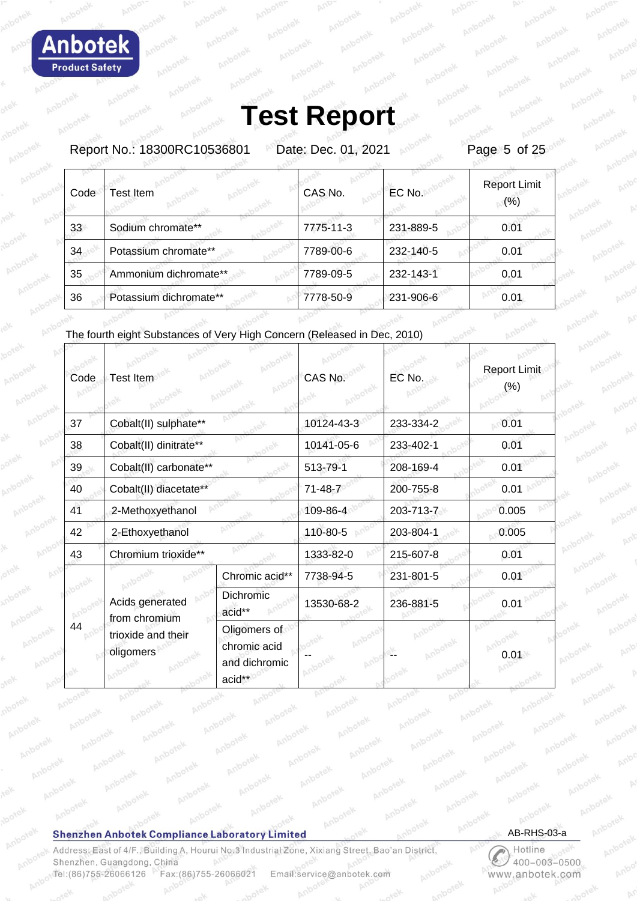# Test Report

Report No.: 18300RC10536801 Date: Dec. 01, 2021

| Code | Test Item | CAS No. | EC No. | Report Limit (%) |
|---|---|---|---|---|
| 33 | Sodium chromate** | 7775-11-3 | 231-889-5 | 0.01 |
| 34 | Potassium chromate** | 7789-00-6 | 232-140-5 | 0.01 |
| 35 | Ammonium dichromate** | 7789-09-5 | 232-143-1 | 0.01 |
| 36 | Potassium dichromate** | 7778-50-9 | 231-906-6 | 0.01 |

The fourth eight Substances of Very High Concern (Released in Dec, 2010)

| Code | Test Item | | CAS No. | EC No. | Report Limit (%) |
|---|---|---|---|---|---|
| 37 | Cobalt(II) sulphate** | | 10124-43-3 | 233-334-2 | 0.01 |
| 38 | Cobalt(II) dinitrate** | | 10141-05-6 | 233-402-1 | 0.01 |
| 39 | Cobalt(II) carbonate** | | 513-79-1 | 208-169-4 | 0.01 |
| 40 | Cobalt(II) diacetate** | | 71-48-7 | 200-755-8 | 0.01 |
| 41 | 2-Methoxyethanol | | 109-86-4 | 203-713-7 | 0.005 |
| 42 | 2-Ethoxyethanol | | 110-80-5 | 203-804-1 | 0.005 |
| 43 | Chromium trioxide** | | 1333-82-0 | 215-607-8 | 0.01 |
| 44 | Acids generated from chromium trioxide and their oligomers | Chromic acid** | 7738-94-5 | 231-801-5 | 0.01 |
| | | Dichromic acid** | 13530-68-2 | 236-881-5 | 0.01 |
| | | Oligomers of chromic acid and dichromic acid** | -- | -- | 0.01 |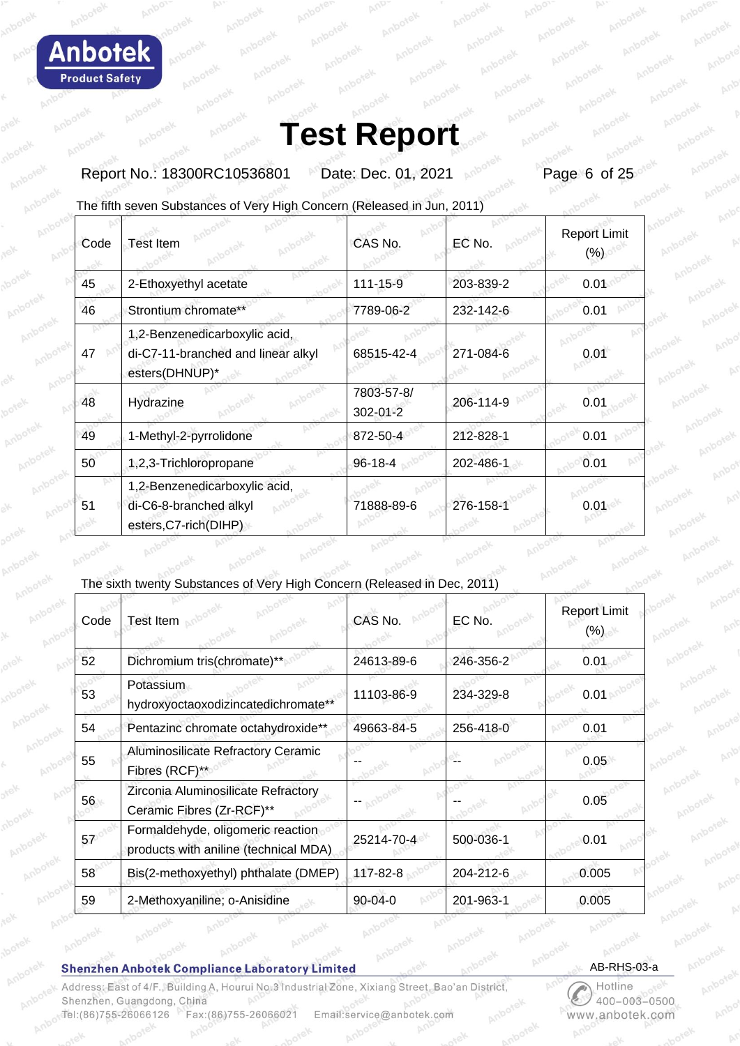The fifth seven Substances of Very High Concern (Released in Jun, 2011)

| Code | Test Item | CAS No. | EC No. | Report Limit (%) |
|---|---|---|---|---|
| 45 | 2-Ethoxyethyl acetate | 111-15-9 | 203-839-2 | 0.01 |
| 46 | Strontium chromate** | 7789-06-2 | 232-142-6 | 0.01 |
| 47 | 1,2-Benzenedicarboxylic acid, di-C7-11-branched and linear alkyl esters(DHNUP)* | 68515-42-4 | 271-084-6 | 0.01 |
| 48 | Hydrazine | 7803-57-8/ 302-01-2 | 206-114-9 | 0.01 |
| 49 | 1-Methyl-2-pyrrolidone | 872-50-4 | 212-828-1 | 0.01 |
| 50 | 1,2,3-Trichloropropane | 96-18-4 | 202-486-1 | 0.01 |
| 51 | 1,2-Benzenedicarboxylic acid, di-C6-8-branched alkyl esters,C7-rich(DIHP) | 71888-89-6 | 276-158-1 | 0.01 |

The sixth twenty Substances of Very High Concern (Released in Dec, 2011)

| Code | Test Item | CAS No. | EC No. | Report Limit (%) |
|---|---|---|---|---|
| 52 | Dichromium tris(chromate)** | 24613-89-6 | 246-356-2 | 0.01 |
| 53 | Potassium hydroxyoctaoxodizincatedichromate** | 11103-86-9 | 234-329-8 | 0.01 |
| 54 | Pentazinc chromate octahydroxide** | 49663-84-5 | 256-418-0 | 0.01 |
| 55 | Aluminosilicate Refractory Ceramic Fibres (RCF)** | -- | -- | 0.05 |
| 56 | Zirconia Aluminosilicate Refractory Ceramic Fibres (Zr-RCF)** | -- | -- | 0.05 |
| 57 | Formaldehyde, oligomeric reaction products with aniline (technical MDA) | 25214-70-4 | 500-036-1 | 0.01 |
| 58 | Bis(2-methoxyethyl) phthalate (DMEP) | 117-82-8 | 204-212-6 | 0.005 |
| 59 | 2-Methoxyaniline; o-Anisidine | 90-04-0 | 201-963-1 | 0.005 |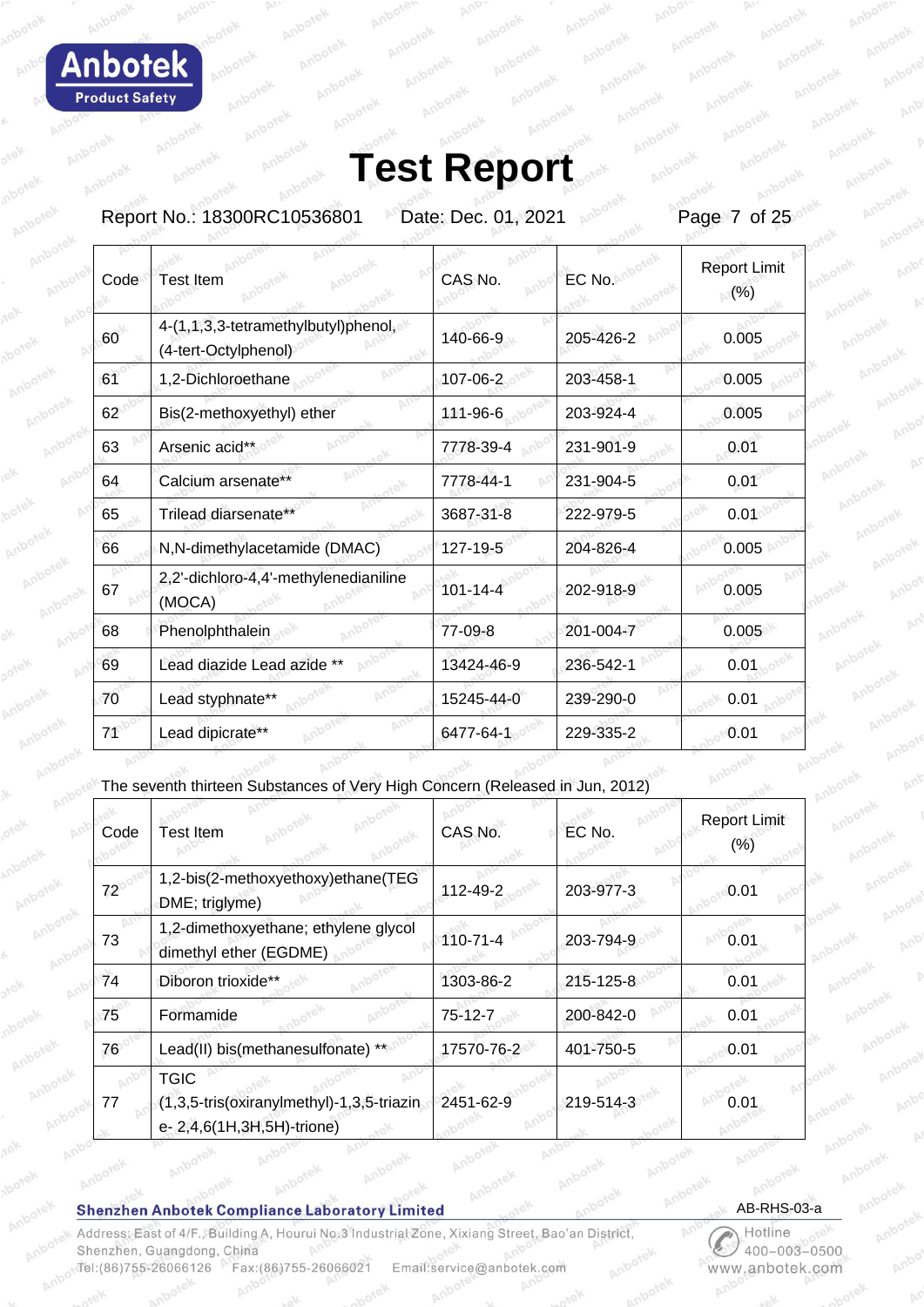| Code | Test Item | CAS No. | EC No. | Report Limit (%) |
|---|---|---|---|---|
| 60 | 4-(1,1,3,3-tetramethylbutyl)phenol, (4-tert-Octylphenol) | 140-66-9 | 205-426-2 | 0.005 |
| 61 | 1,2-Dichloroethane | 107-06-2 | 203-458-1 | 0.005 |
| 62 | Bis(2-methoxyethyl) ether | 111-96-6 | 203-924-4 | 0.005 |
| 63 | Arsenic acid** | 7778-39-4 | 231-901-9 | 0.01 |
| 64 | Calcium arsenate** | 7778-44-1 | 231-904-5 | 0.01 |
| 65 | Trilead diarsenate** | 3687-31-8 | 222-979-5 | 0.01 |
| 66 | N,N-dimethylacetamide (DMAC) | 127-19-5 | 204-826-4 | 0.005 |
| 67 | 2,2'-dichloro-4,4'-methylenedianiline (MOCA) | 101-14-4 | 202-918-9 | 0.005 |
| 68 | Phenolphthalein | 77-09-8 | 201-004-7 | 0.005 |
| 69 | Lead diazide Lead azide ** | 13424-46-9 | 236-542-1 | 0.01 |
| 70 | Lead styphnate** | 15245-44-0 | 239-290-0 | 0.01 |
| 71 | Lead dipicrate** | 6477-64-1 | 229-335-2 | 0.01 |

The seventh thirteen Substances of Very High Concern (Released in Jun, 2012)

| Code | Test Item | CAS No. | EC No. | Report Limit (%) |
|---|---|---|---|---|
| 72 | 1,2-bis(2-methoxyethoxy)ethane(TEG DME; triglyme) | 112-49-2 | 203-977-3 | 0.01 |
| 73 | 1,2-dimethoxyethane; ethylene glycol dimethyl ether (EGDME) | 110-71-4 | 203-794-9 | 0.01 |
| 74 | Diboron trioxide** | 1303-86-2 | 215-125-8 | 0.01 |
| 75 | Formamide | 75-12-7 | 200-842-0 | 0.01 |
| 76 | Lead(II) bis(methanesulfonate) ** | 17570-76-2 | 401-750-5 | 0.01 |
| 77 | TGIC (1,3,5-tris(oxiranylmethyl)-1,3,5-triazin e- 2,4,6(1H,3H,5H)-trione) | 2451-62-9 | 219-514-3 | 0.01 |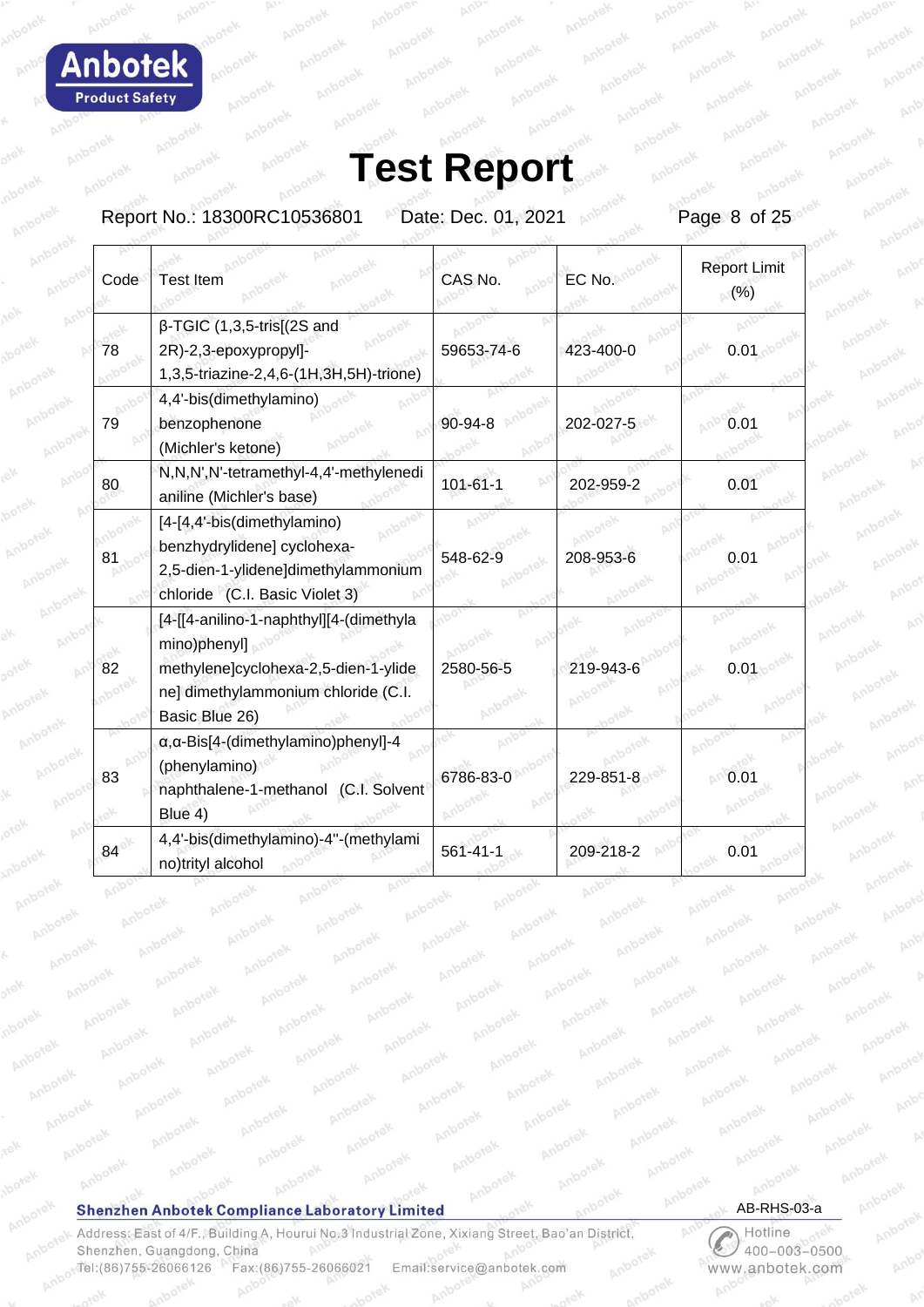# Test Report

Report No.: 18300RC10536801 Date: Dec. 01, 2021

| Code | Test Item | CAS No. | EC No. | Report Limit (%) |
|---|---|---|---|---|
| 78 | β-TGIC (1,3,5-tris[(2S and 2R)-2,3-epoxypropyl]-1,3,5-triazine-2,4,6-(1H,3H,5H)-trione) | 59653-74-6 | 423-400-0 | 0.01 |
| 79 | 4,4'-bis(dimethylamino) benzophenone (Michler's ketone) | 90-94-8 | 202-027-5 | 0.01 |
| 80 | N,N,N',N'-tetramethyl-4,4'-methylenedi aniline (Michler's base) | 101-61-1 | 202-959-2 | 0.01 |
| 81 | [4-[4,4'-bis(dimethylamino) benzhydrylidene] cyclohexa-2,5-dien-1-ylidene]dimethylammonium chloride (C.I. Basic Violet 3) | 548-62-9 | 208-953-6 | 0.01 |
| 82 | [4-[[4-anilino-1-naphthyl][4-(dimethyla mino)phenyl] methylene]cyclohexa-2,5-dien-1-ylide ne] dimethylammonium chloride (C.I. Basic Blue 26) | 2580-56-5 | 219-943-6 | 0.01 |
| 83 | α,α-Bis[4-(dimethylamino)phenyl]-4 (phenylamino) naphthalene-1-methanol (C.I. Solvent Blue 4) | 6786-83-0 | 229-851-8 | 0.01 |
| 84 | 4,4'-bis(dimethylamino)-4''-(methylami no)trityl alcohol | 561-41-1 | 209-218-2 | 0.01 |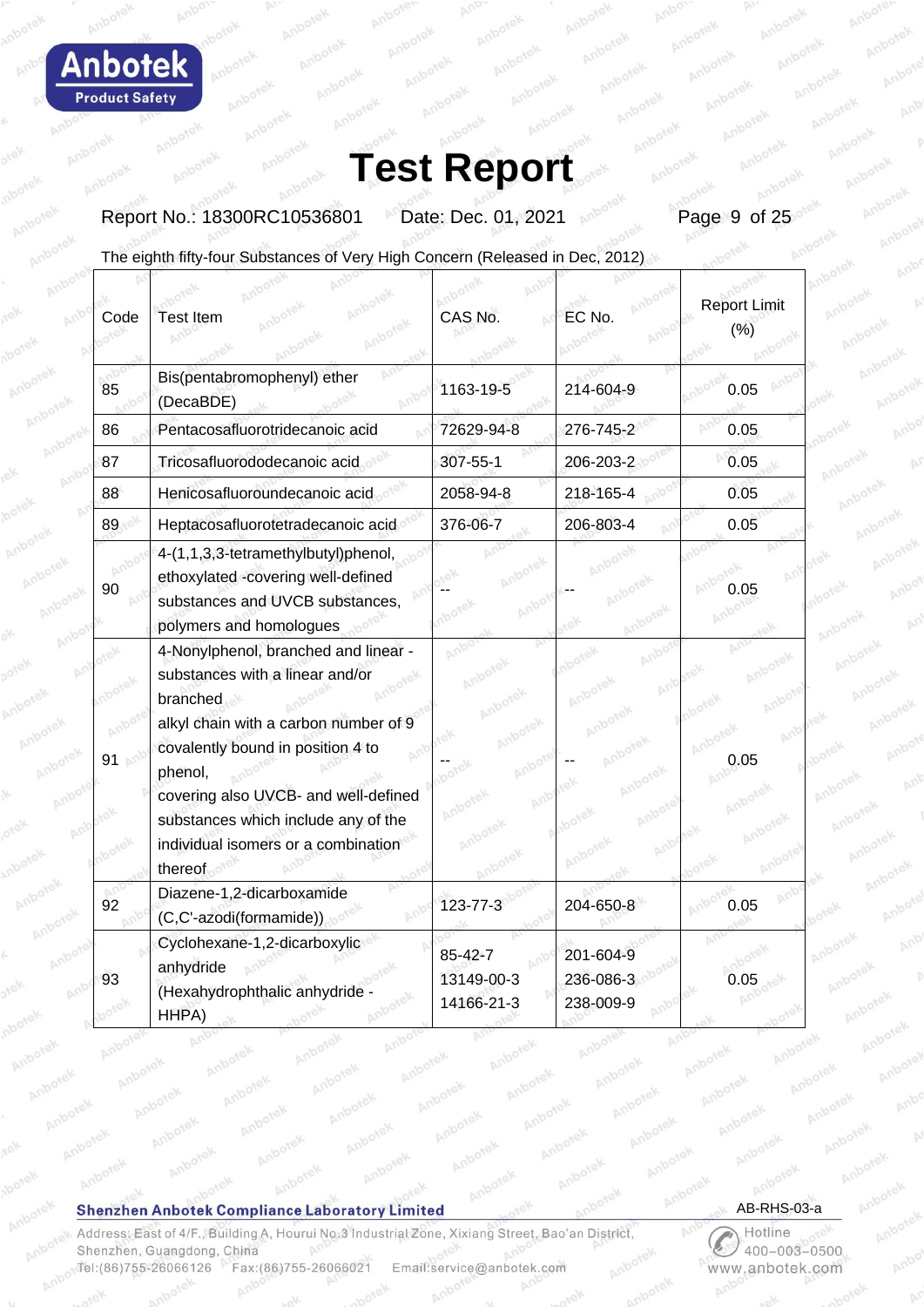# Test Report

Report No.: 18300RC10536801 Date: Dec. 01, 2021

The eighth fifty-four Substances of Very High Concern (Released in Dec, 2012)

| Code | Test Item | CAS No. | EC No. | Report Limit (%) |
|---|---|---|---|---|
| 85 | Bis(pentabromophenyl) ether (DecaBDE) | 1163-19-5 | 214-604-9 | 0.05 |
| 86 | Pentacosafluorotridecanoic acid | 72629-94-8 | 276-745-2 | 0.05 |
| 87 | Tricosafluorododecanoic acid | 307-55-1 | 206-203-2 | 0.05 |
| 88 | Henicosafluoroundecanoic acid | 2058-94-8 | 218-165-4 | 0.05 |
| 89 | Heptacosafluorotetradecanoic acid | 376-06-7 | 206-803-4 | 0.05 |
| 90 | 4-(1,1,3,3-tetramethylbutyl)phenol, ethoxylated -covering well-defined substances and UVCB substances, polymers and homologues | -- | -- | 0.05 |
| 91 | 4-Nonylphenol, branched and linear - substances with a linear and/or branched alkyl chain with a carbon number of 9 covalently bound in position 4 to phenol, covering also UVCB- and well-defined substances which include any of the individual isomers or a combination thereof | -- | -- | 0.05 |
| 92 | Diazene-1,2-dicarboxamide (C,C'-azodi(formamide)) | 123-77-3 | 204-650-8 | 0.05 |
| 93 | Cyclohexane-1,2-dicarboxylic anhydride (Hexahydrophthalic anhydride - HHPA) | 85-42-7<br>13149-00-3<br>14166-21-3 | 201-604-9<br>236-086-3<br>238-009-9 | 0.05 |

Shenzhen Anbotek Compliance Laboratory Limited

AB-RHS-03-a

Address: East of 4/F., Building A, Hourui No.3 Industrial Zone, Xixiang Street, Bao'an District, Shenzhen, Guangdong, China

Tel:(86)755-26066126 Fax:(86)755-26066021 Email:service@anbotek.com

Hotline 400-003-0500 www.anbotek.com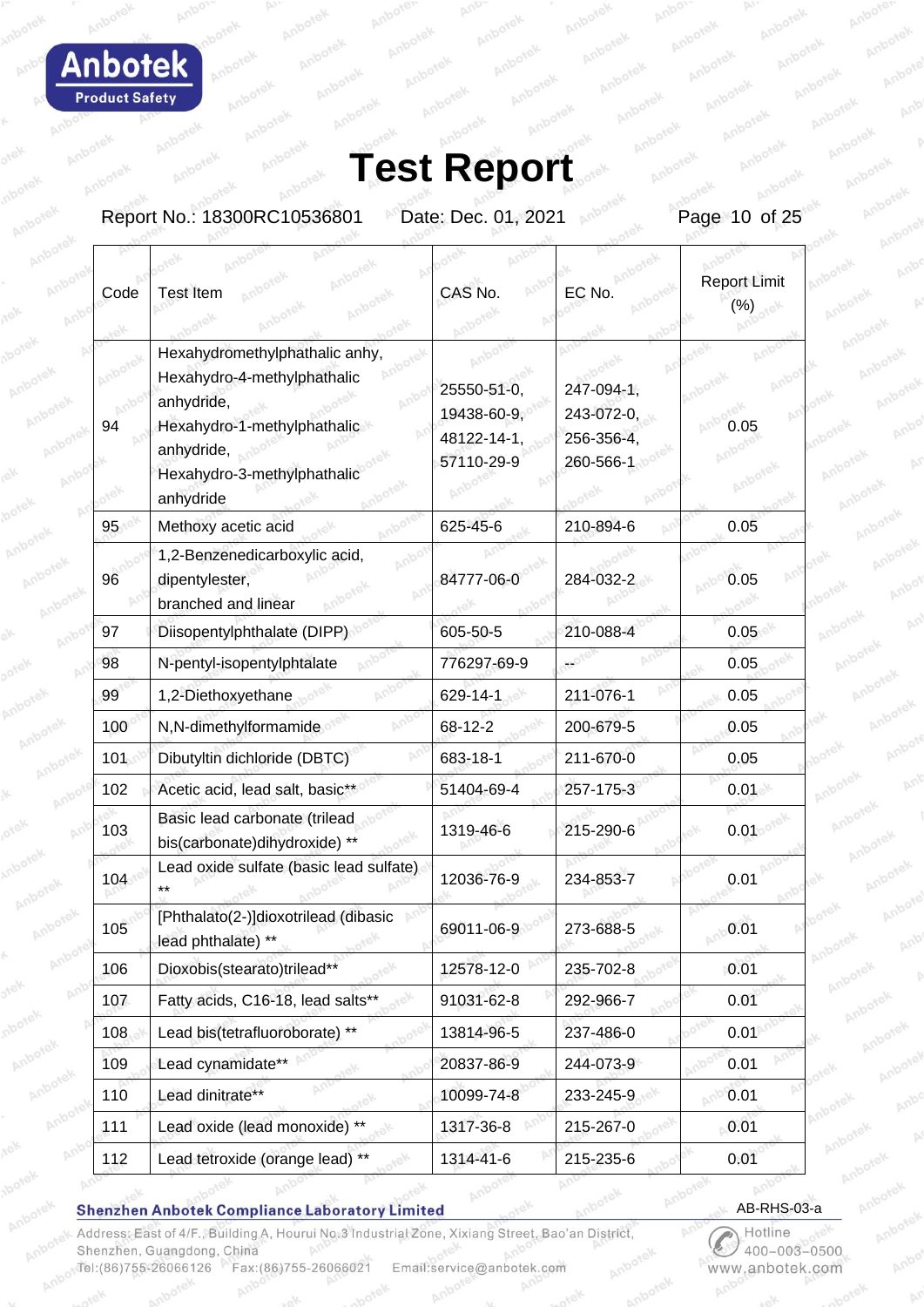# Test Report

Report No.: 18300RC10536801 Date: Dec. 01, 2021

| Code | Test Item | CAS No. | EC No. | Report Limit (%) |
|---|---|---|---|---|
| 94 | Hexahydromethylphathalic anhy, Hexahydro-4-methylphathalic anhydride, Hexahydro-1-methylphathalic anhydride, Hexahydro-3-methylphathalic anhydride | 25550-51-0, 19438-60-9, 48122-14-1, 57110-29-9 | 247-094-1, 243-072-0, 256-356-4, 260-566-1 | 0.05 |
| 95 | Methoxy acetic acid | 625-45-6 | 210-894-6 | 0.05 |
| 96 | 1,2-Benzenedicarboxylic acid, dipentylester, branched and linear | 84777-06-0 | 284-032-2 | 0.05 |
| 97 | Diisopentylphthalate (DIPP) | 605-50-5 | 210-088-4 | 0.05 |
| 98 | N-pentyl-isopentylphtalate | 776297-69-9 | -- | 0.05 |
| 99 | 1,2-Diethoxyethane | 629-14-1 | 211-076-1 | 0.05 |
| 100 | N,N-dimethylformamide | 68-12-2 | 200-679-5 | 0.05 |
| 101 | Dibutyltin dichloride (DBTC) | 683-18-1 | 211-670-0 | 0.05 |
| 102 | Acetic acid, lead salt, basic** | 51404-69-4 | 257-175-3 | 0.01 |
| 103 | Basic lead carbonate (trilead bis(carbonate)dihydroxide) ** | 1319-46-6 | 215-290-6 | 0.01 |
| 104 | Lead oxide sulfate (basic lead sulfate) ** | 12036-76-9 | 234-853-7 | 0.01 |
| 105 | [Phthalato(2-)]dioxotrilead (dibasic lead phthalate) ** | 69011-06-9 | 273-688-5 | 0.01 |
| 106 | Dioxobis(stearato)trilead** | 12578-12-0 | 235-702-8 | 0.01 |
| 107 | Fatty acids, C16-18, lead salts** | 91031-62-8 | 292-966-7 | 0.01 |
| 108 | Lead bis(tetrafluoroborate) ** | 13814-96-5 | 237-486-0 | 0.01 |
| 109 | Lead cynamidate** | 20837-86-9 | 244-073-9 | 0.01 |
| 110 | Lead dinitrate** | 10099-74-8 | 233-245-9 | 0.01 |
| 111 | Lead oxide (lead monoxide) ** | 1317-36-8 | 215-267-0 | 0.01 |
| 112 | Lead tetroxide (orange lead) ** | 1314-41-6 | 215-235-6 | 0.01 |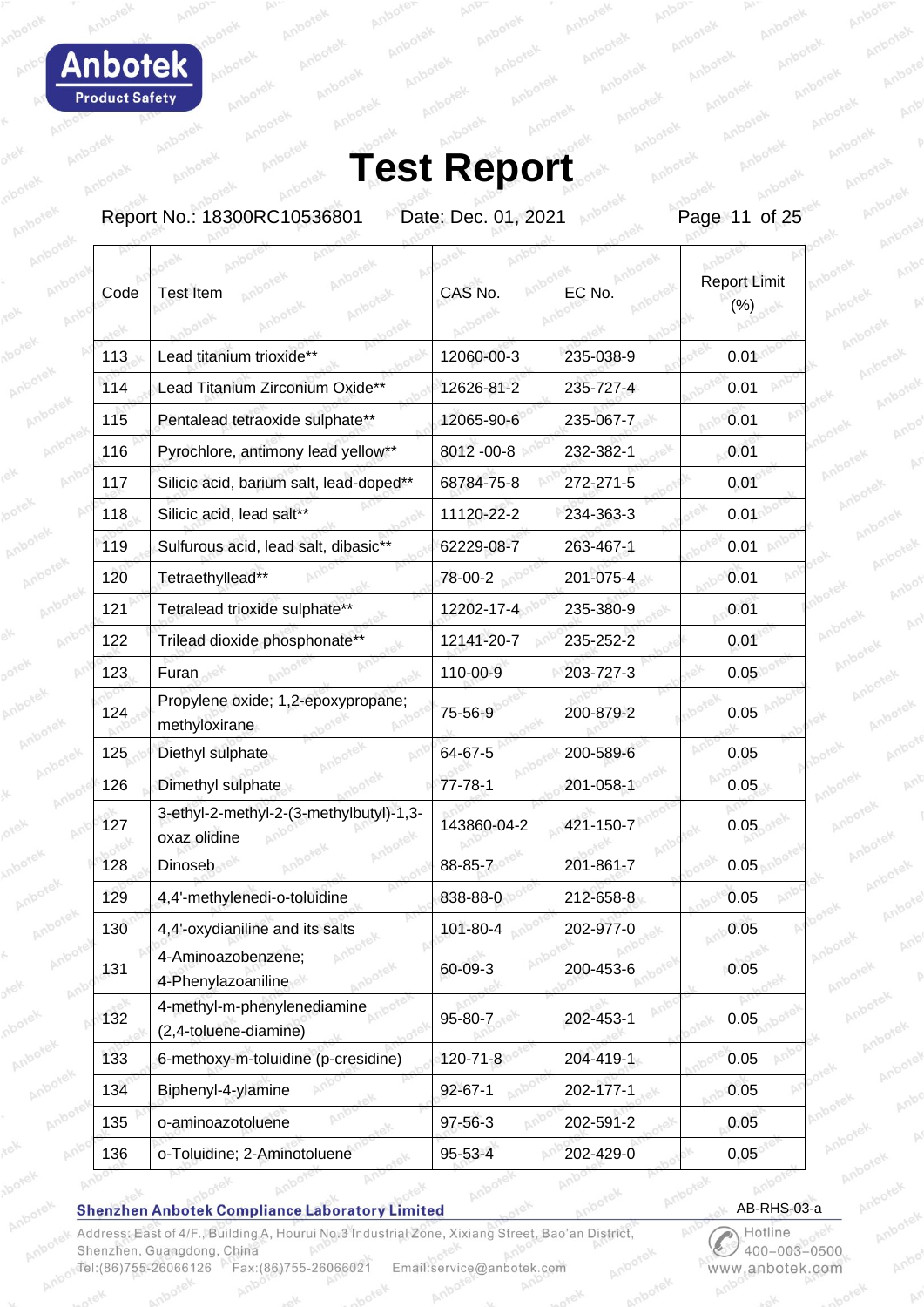# Test Report

Report No.: 18300RC10536801 Date: Dec. 01, 2021

| Code | Test Item | CAS No. | EC No. | Report Limit (%) |
|---|---|---|---|---|
| 113 | Lead titanium trioxide** | 12060-00-3 | 235-038-9 | 0.01 |
| 114 | Lead Titanium Zirconium Oxide** | 12626-81-2 | 235-727-4 | 0.01 |
| 115 | Pentalead tetraoxide sulphate** | 12065-90-6 | 235-067-7 | 0.01 |
| 116 | Pyrochlore, antimony lead yellow** | 8012 -00-8 | 232-382-1 | 0.01 |
| 117 | Silicic acid, barium salt, lead-doped** | 68784-75-8 | 272-271-5 | 0.01 |
| 118 | Silicic acid, lead salt** | 11120-22-2 | 234-363-3 | 0.01 |
| 119 | Sulfurous acid, lead salt, dibasic** | 62229-08-7 | 263-467-1 | 0.01 |
| 120 | Tetraethyllead** | 78-00-2 | 201-075-4 | 0.01 |
| 121 | Tetralead trioxide sulphate** | 12202-17-4 | 235-380-9 | 0.01 |
| 122 | Trilead dioxide phosphonate** | 12141-20-7 | 235-252-2 | 0.01 |
| 123 | Furan | 110-00-9 | 203-727-3 | 0.05 |
| 124 | Propylene oxide; 1,2-epoxypropane; methyloxirane | 75-56-9 | 200-879-2 | 0.05 |
| 125 | Diethyl sulphate | 64-67-5 | 200-589-6 | 0.05 |
| 126 | Dimethyl sulphate | 77-78-1 | 201-058-1 | 0.05 |
| 127 | 3-ethyl-2-methyl-2-(3-methylbutyl)-1,3-oxaz olidine | 143860-04-2 | 421-150-7 | 0.05 |
| 128 | Dinoseb | 88-85-7 | 201-861-7 | 0.05 |
| 129 | 4,4'-methylenedi-o-toluidine | 838-88-0 | 212-658-8 | 0.05 |
| 130 | 4,4'-oxydianiline and its salts | 101-80-4 | 202-977-0 | 0.05 |
| 131 | 4-Aminoazobenzene; 4-Phenylazoaniline | 60-09-3 | 200-453-6 | 0.05 |
| 132 | 4-methyl-m-phenylenediamine (2,4-toluene-diamine) | 95-80-7 | 202-453-1 | 0.05 |
| 133 | 6-methoxy-m-toluidine (p-cresidine) | 120-71-8 | 204-419-1 | 0.05 |
| 134 | Biphenyl-4-ylamine | 92-67-1 | 202-177-1 | 0.05 |
| 135 | o-aminoazotoluene | 97-56-3 | 202-591-2 | 0.05 |
| 136 | o-Toluidine; 2-Aminotoluene | 95-53-4 | 202-429-0 | 0.05 |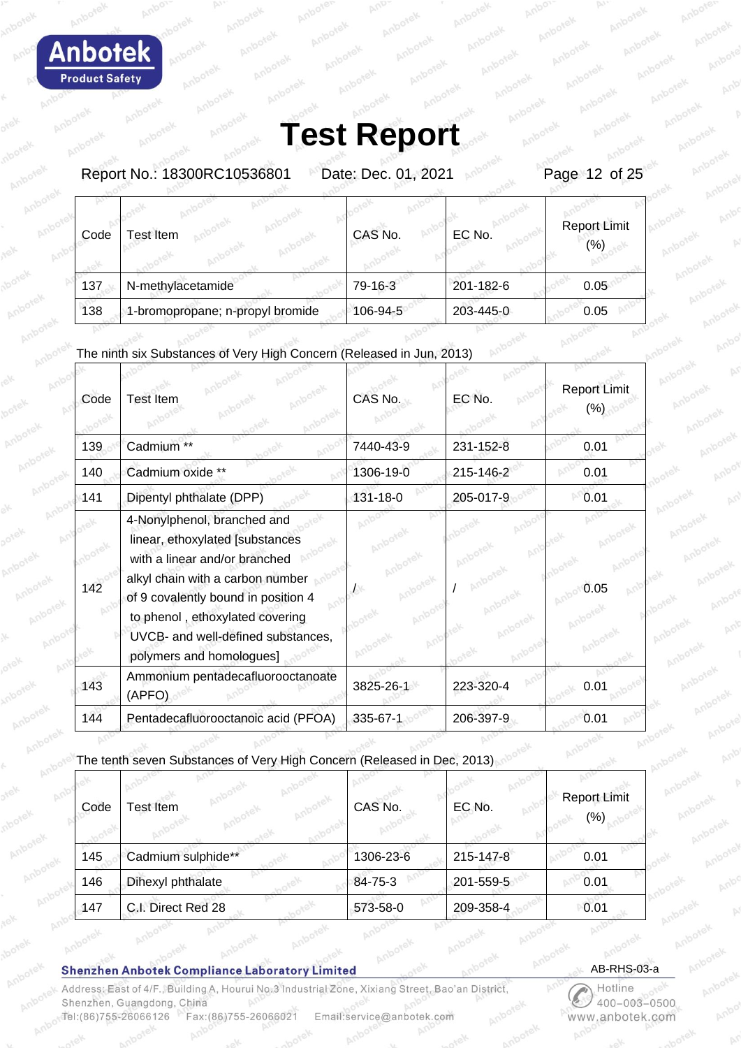| Code | Test Item | CAS No. | EC No. | Report Limit (%) |
| --- | --- | --- | --- | --- |
| 137 | N-methylacetamide | 79-16-3 | 201-182-6 | 0.05 |
| 138 | 1-bromopropane; n-propyl bromide | 106-94-5 | 203-445-0 | 0.05 |

The ninth six Substances of Very High Concern (Released in Jun, 2013)

| Code | Test Item | CAS No. | EC No. | Report Limit (%) |
| --- | --- | --- | --- | --- |
| 139 | Cadmium ** | 7440-43-9 | 231-152-8 | 0.01 |
| 140 | Cadmium oxide ** | 1306-19-0 | 215-146-2 | 0.01 |
| 141 | Dipentyl phthalate (DPP) | 131-18-0 | 205-017-9 | 0.01 |
| 142 | 4-Nonylphenol, branched and linear, ethoxylated [substances with a linear and/or branched alkyl chain with a carbon number of 9 covalently bound in position 4 to phenol , ethoxylated covering UVCB- and well-defined substances, polymers and homologues] | / | / | 0.05 |
| 143 | Ammonium pentadecafluorooctanoate (APFO) | 3825-26-1 | 223-320-4 | 0.01 |
| 144 | Pentadecafluorooctanoic acid (PFOA) | 335-67-1 | 206-397-9 | 0.01 |

The tenth seven Substances of Very High Concern (Released in Dec, 2013)

| Code | Test Item | CAS No. | EC No. | Report Limit (%) |
| --- | --- | --- | --- | --- |
| 145 | Cadmium sulphide** | 1306-23-6 | 215-147-8 | 0.01 |
| 146 | Dihexyl phthalate | 84-75-3 | 201-559-5 | 0.01 |
| 147 | C.I. Direct Red 28 | 573-58-0 | 209-358-4 | 0.01 |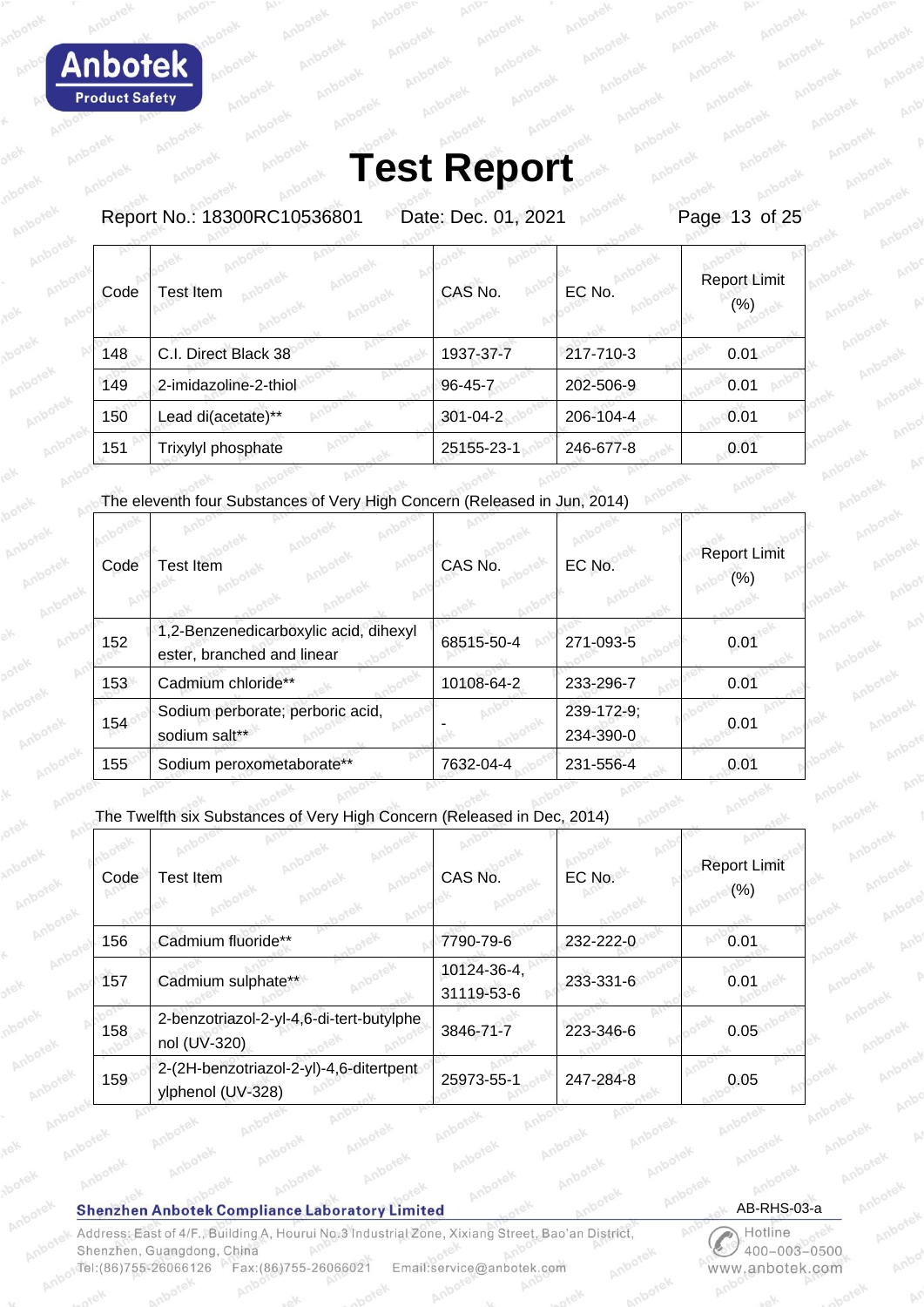| Code | Test Item | CAS No. | EC No. | Report Limit (%) |
|---|---|---|---|---|
| 148 | C.I. Direct Black 38 | 1937-37-7 | 217-710-3 | 0.01 |
| 149 | 2-imidazoline-2-thiol | 96-45-7 | 202-506-9 | 0.01 |
| 150 | Lead di(acetate)** | 301-04-2 | 206-104-4 | 0.01 |
| 151 | Trixylyl phosphate | 25155-23-1 | 246-677-8 | 0.01 |

The eleventh four Substances of Very High Concern (Released in Jun, 2014)

| Code | Test Item | CAS No. | EC No. | Report Limit (%) |
|---|---|---|---|---|
| 152 | 1,2-Benzenedicarboxylic acid, dihexyl ester, branched and linear | 68515-50-4 | 271-093-5 | 0.01 |
| 153 | Cadmium chloride** | 10108-64-2 | 233-296-7 | 0.01 |
| 154 | Sodium perborate; perboric acid, sodium salt** | - | 239-172-9; 234-390-0 | 0.01 |
| 155 | Sodium peroxometaborate** | 7632-04-4 | 231-556-4 | 0.01 |

The Twelfth six Substances of Very High Concern (Released in Dec, 2014)

| Code | Test Item | CAS No. | EC No. | Report Limit (%) |
|---|---|---|---|---|
| 156 | Cadmium fluoride** | 7790-79-6 | 232-222-0 | 0.01 |
| 157 | Cadmium sulphate** | 10124-36-4, 31119-53-6 | 233-331-6 | 0.01 |
| 158 | 2-benzotriazol-2-yl-4,6-di-tert-butylphenol (UV-320) | 3846-71-7 | 223-346-6 | 0.05 |
| 159 | 2-(2H-benzotriazol-2-yl)-4,6-ditertpentylphenol (UV-328) | 25973-55-1 | 247-284-8 | 0.05 |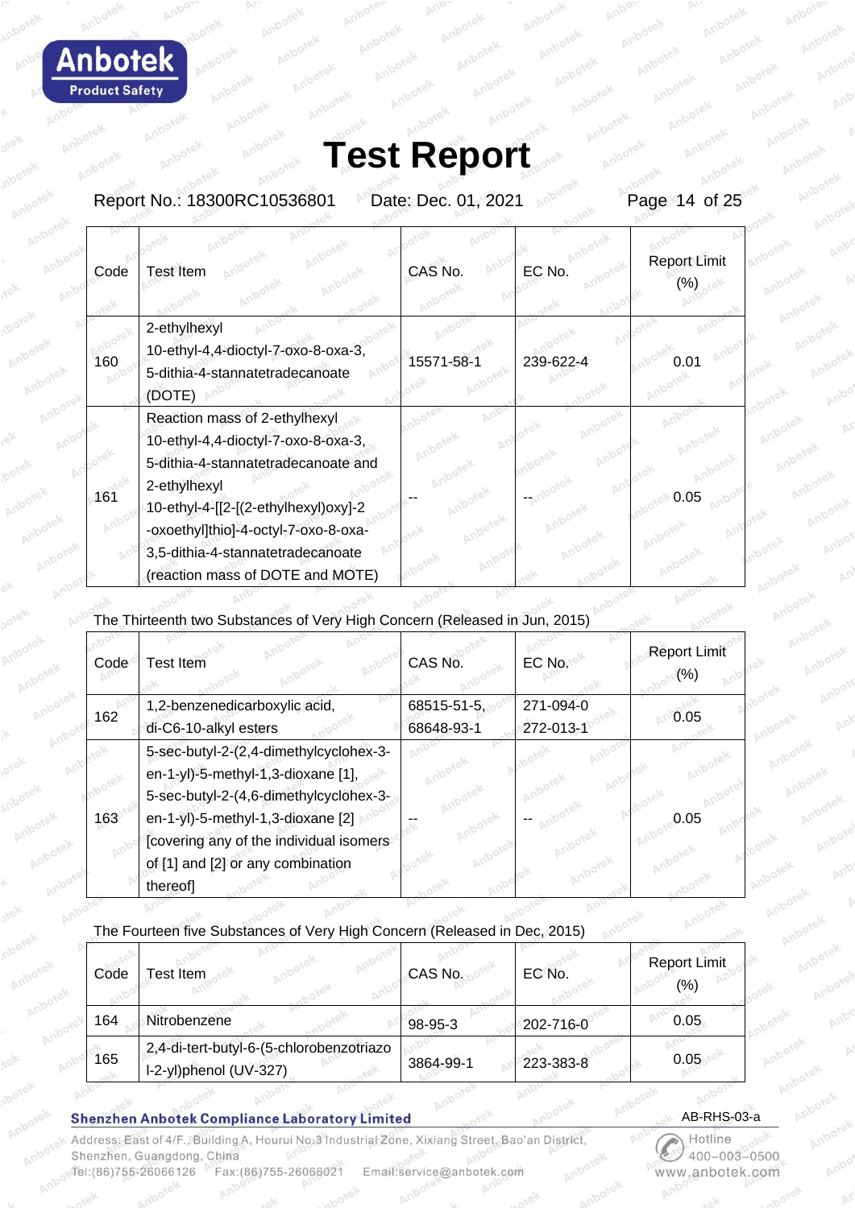# Test Report

Report No.: 18300RC10536801 Date: Dec. 01, 2021

| Code | Test Item | CAS No. | EC No. | Report Limit (%) |
|---|---|---|---|---|
| 160 | 2-ethylhexyl 10-ethyl-4,4-dioctyl-7-oxo-8-oxa-3,5-dithia-4-stannatetradecanoate (DOTE) | 15571-58-1 | 239-622-4 | 0.01 |
| 161 | Reaction mass of 2-ethylhexyl 10-ethyl-4,4-dioctyl-7-oxo-8-oxa-3,5-dithia-4-stannatetradecanoate and 2-ethylhexyl 10-ethyl-4-[[2-[(2-ethylhexyl)oxy]-2-oxoethyl]thio]-4-octyl-7-oxo-8-oxa-3,5-dithia-4-stannatetradecanoate (reaction mass of DOTE and MOTE) | -- | -- | 0.05 |

The Thirteenth two Substances of Very High Concern (Released in Jun, 2015)

| Code | Test Item | CAS No. | EC No. | Report Limit (%) |
|---|---|---|---|---|
| 162 | 1,2-benzenedicarboxylic acid, di-C6-10-alkyl esters | 68515-51-5, 68648-93-1 | 271-094-0 272-013-1 | 0.05 |
| 163 | 5-sec-butyl-2-(2,4-dimethylcyclohex-3-en-1-yl)-5-methyl-1,3-dioxane [1], 5-sec-butyl-2-(4,6-dimethylcyclohex-3-en-1-yl)-5-methyl-1,3-dioxane [2] [covering any of the individual isomers of [1] and [2] or any combination thereof] | -- | -- | 0.05 |

The Fourteen five Substances of Very High Concern (Released in Dec, 2015)

| Code | Test Item | CAS No. | EC No. | Report Limit (%) |
|---|---|---|---|---|
| 164 | Nitrobenzene | 98-95-3 | 202-716-0 | 0.05 |
| 165 | 2,4-di-tert-butyl-6-(5-chlorobenzotriazol-2-yl)phenol (UV-327) | 3864-99-1 | 223-383-8 | 0.05 |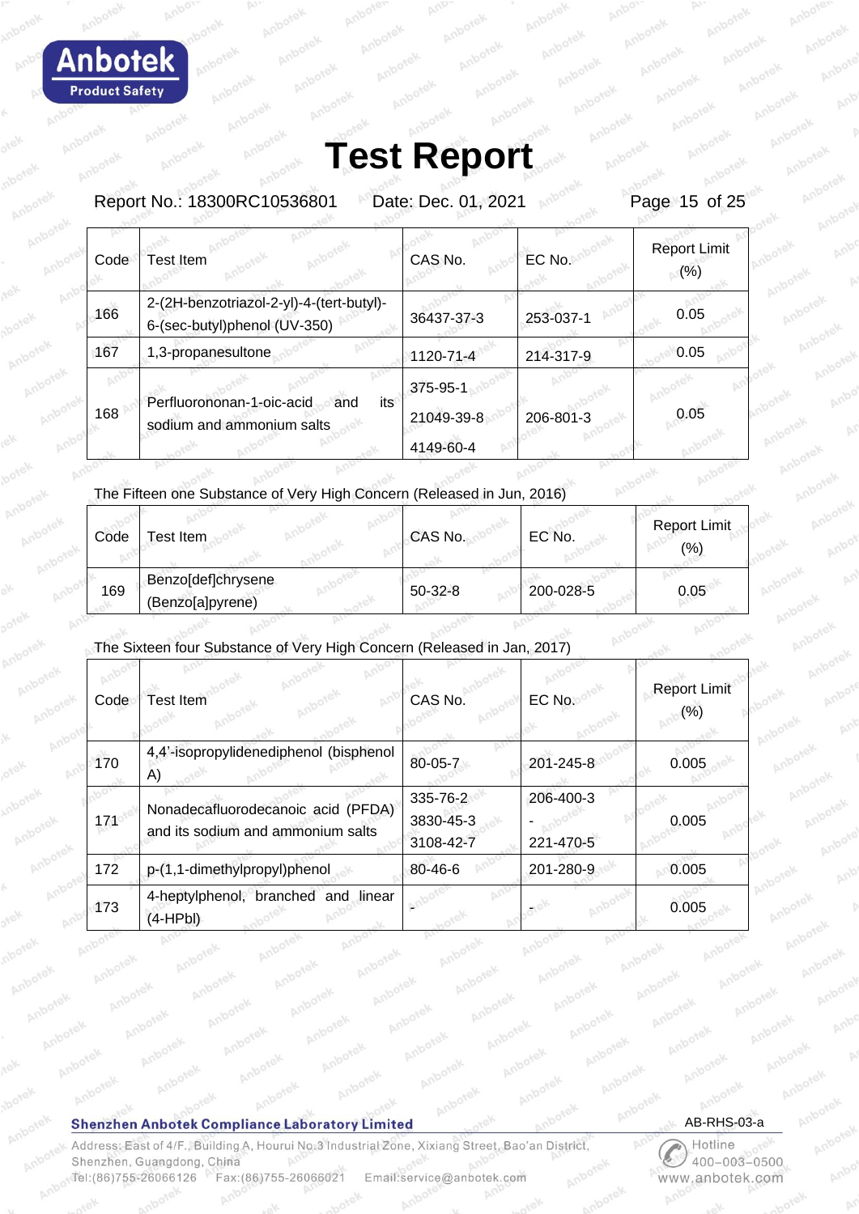# Test Report

Report No.: 18300RC10536801    Date: Dec. 01, 2021

| Code | Test Item | CAS No. | EC No. | Report Limit (%) |
| --- | --- | --- | --- | --- |
| 166 | 2-(2H-benzotriazol-2-yl)-4-(tert-butyl)-6-(sec-butyl)phenol (UV-350) | 36437-37-3 | 253-037-1 | 0.05 |
| 167 | 1,3-propanesultone | 1120-71-4 | 214-317-9 | 0.05 |
| 168 | Perfluorononan-1-oic-acid and its sodium and ammonium salts | 375-95-1<br>21049-39-8<br>4149-60-4 | 206-801-3 | 0.05 |

The Fifteen one Substance of Very High Concern (Released in Jun, 2016)

| Code | Test Item | CAS No. | EC No. | Report Limit (%) |
| --- | --- | --- | --- | --- |
| 169 | Benzo[def]chrysene (Benzo[a]pyrene) | 50-32-8 | 200-028-5 | 0.05 |

The Sixteen four Substance of Very High Concern (Released in Jan, 2017)

| Code | Test Item | CAS No. | EC No. | Report Limit (%) |
| --- | --- | --- | --- | --- |
| 170 | 4,4'-isopropylidenediphenol (bisphenol A) | 80-05-7 | 201-245-8 | 0.005 |
| 171 | Nonadecafluorodecanoic acid (PFDA) and its sodium and ammonium salts | 335-76-2<br>3830-45-3<br>3108-42-7 | 206-400-3<br>-<br>221-470-5 | 0.005 |
| 172 | p-(1,1-dimethylpropyl)phenol | 80-46-6 | 201-280-9 | 0.005 |
| 173 | 4-heptylphenol, branched and linear (4-HPbl) | - | - | 0.005 |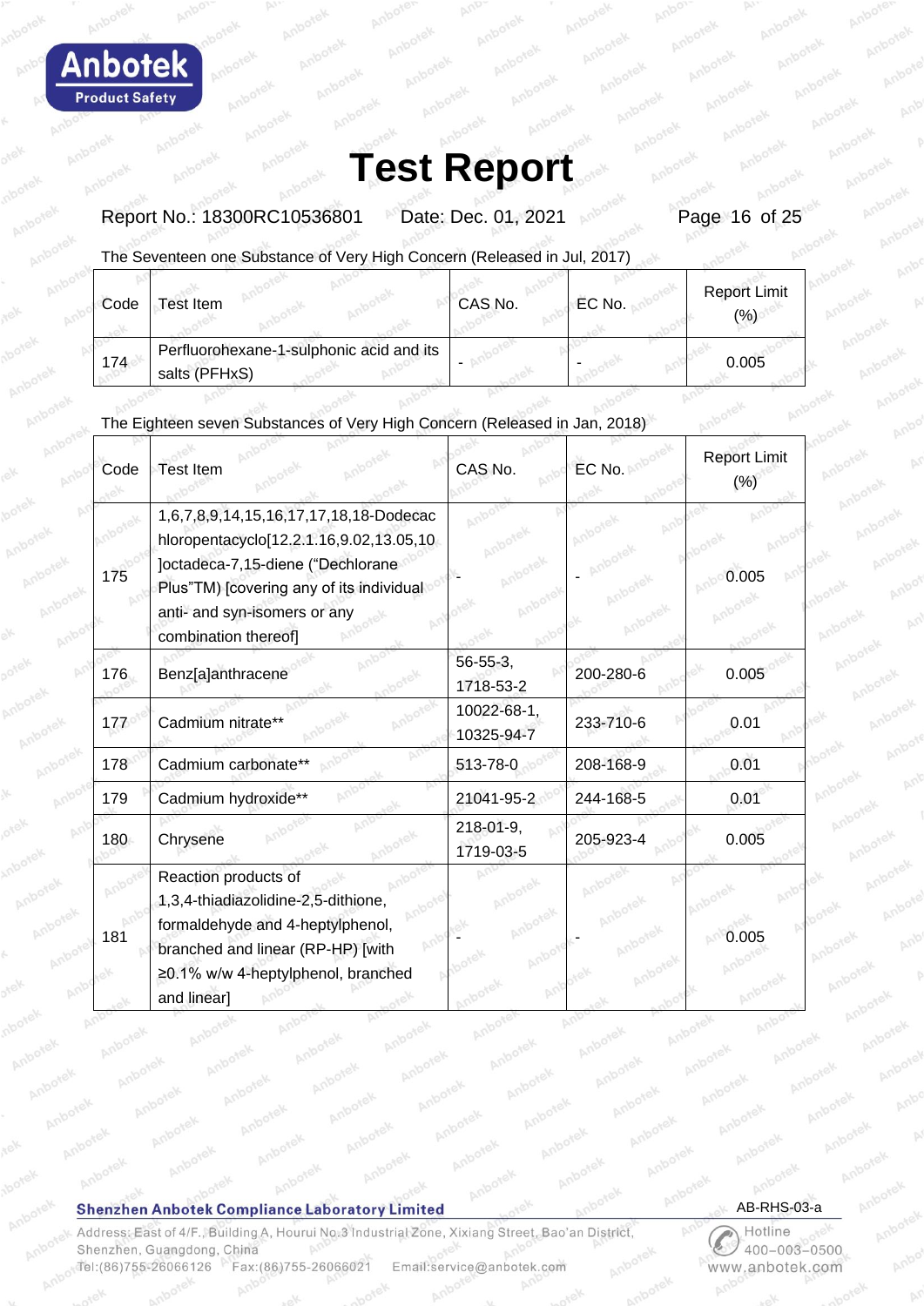# Test Report

Report No.: 18300RC10536801 Date: Dec. 01, 2021

The Seventeen one Substance of Very High Concern (Released in Jul, 2017)

| Code | Test Item | CAS No. | EC No. | Report Limit (%) |
|---|---|---|---|---|
| 174 | Perfluorohexane-1-sulphonic acid and its salts (PFHxS) | - | - | 0.005 |

The Eighteen seven Substances of Very High Concern (Released in Jan, 2018)

| Code | Test Item | CAS No. | EC No. | Report Limit (%) |
|---|---|---|---|---|
| 175 | 1,6,7,8,9,14,15,16,17,17,18,18-Dodecachloropentacyclo[12.2.1.16,9.02,13.05,10]octadeca-7,15-diene ("Dechlorane Plus"TM) [covering any of its individual anti- and syn-isomers or any combination thereof] | - | - | 0.005 |
| 176 | Benz[a]anthracene | 56-55-3, 1718-53-2 | 200-280-6 | 0.005 |
| 177 | Cadmium nitrate** | 10022-68-1, 10325-94-7 | 233-710-6 | 0.01 |
| 178 | Cadmium carbonate** | 513-78-0 | 208-168-9 | 0.01 |
| 179 | Cadmium hydroxide** | 21041-95-2 | 244-168-5 | 0.01 |
| 180 | Chrysene | 218-01-9, 1719-03-5 | 205-923-4 | 0.005 |
| 181 | Reaction products of 1,3,4-thiadiazolidine-2,5-dithione, formaldehyde and 4-heptylphenol, branched and linear (RP-HP) [with ≥0.1% w/w 4-heptylphenol, branched and linear] | - | - | 0.005 |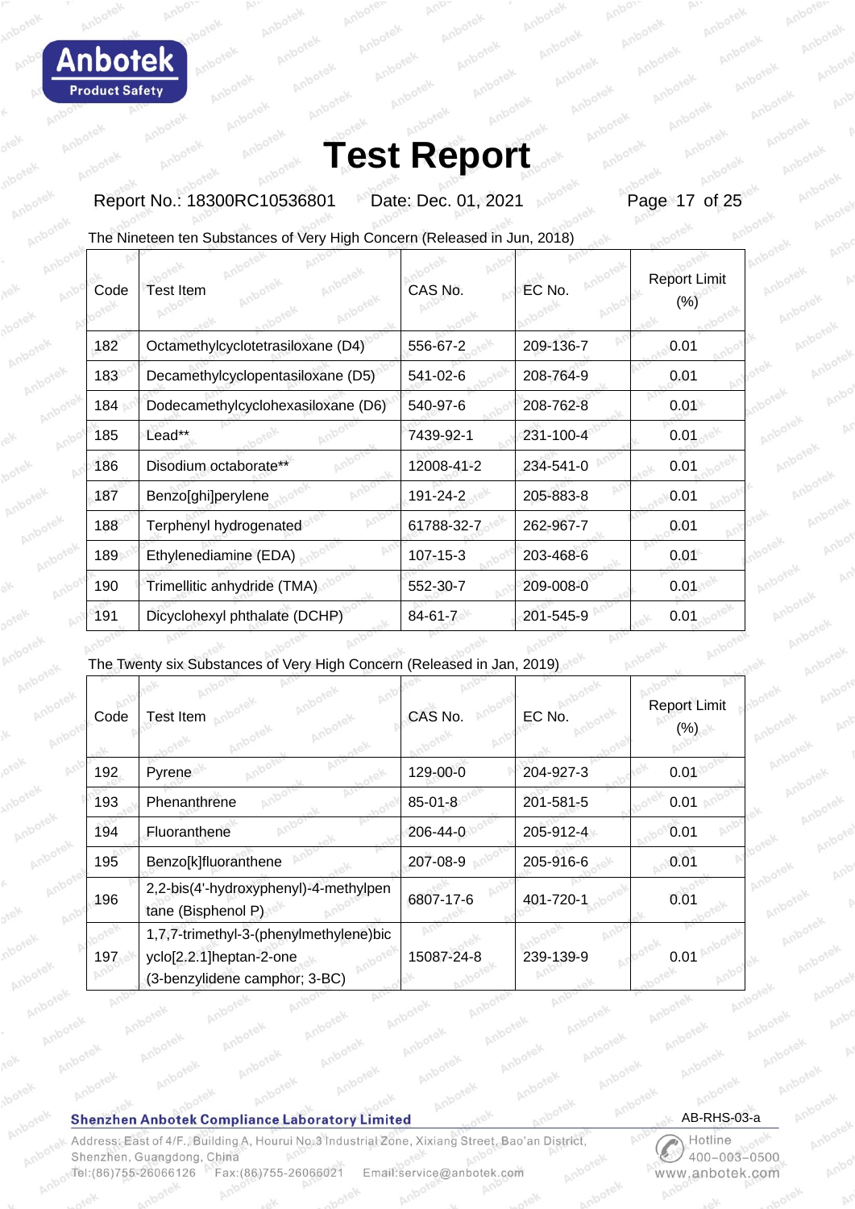# Test Report

Report No.: 18300RC10536801 Date: Dec. 01, 2021

The Nineteen ten Substances of Very High Concern (Released in Jun, 2018)

| Code | Test Item | CAS No. | EC No. | Report Limit (%) |
|---|---|---|---|---|
| 182 | Octamethylcyclotetrasiloxane (D4) | 556-67-2 | 209-136-7 | 0.01 |
| 183 | Decamethylcyclopentasiloxane (D5) | 541-02-6 | 208-764-9 | 0.01 |
| 184 | Dodecamethylcyclohexasiloxane (D6) | 540-97-6 | 208-762-8 | 0.01 |
| 185 | Lead** | 7439-92-1 | 231-100-4 | 0.01 |
| 186 | Disodium octaborate** | 12008-41-2 | 234-541-0 | 0.01 |
| 187 | Benzo[ghi]perylene | 191-24-2 | 205-883-8 | 0.01 |
| 188 | Terphenyl hydrogenated | 61788-32-7 | 262-967-7 | 0.01 |
| 189 | Ethylenediamine (EDA) | 107-15-3 | 203-468-6 | 0.01 |
| 190 | Trimellitic anhydride (TMA) | 552-30-7 | 209-008-0 | 0.01 |
| 191 | Dicyclohexyl phthalate (DCHP) | 84-61-7 | 201-545-9 | 0.01 |

The Twenty six Substances of Very High Concern (Released in Jan, 2019)

| Code | Test Item | CAS No. | EC No. | Report Limit (%) |
|---|---|---|---|---|
| 192 | Pyrene | 129-00-0 | 204-927-3 | 0.01 |
| 193 | Phenanthrene | 85-01-8 | 201-581-5 | 0.01 |
| 194 | Fluoranthene | 206-44-0 | 205-912-4 | 0.01 |
| 195 | Benzo[k]fluoranthene | 207-08-9 | 205-916-6 | 0.01 |
| 196 | 2,2-bis(4'-hydroxyphenyl)-4-methylpentane (Bisphenol P) | 6807-17-6 | 401-720-1 | 0.01 |
| 197 | 1,7,7-trimethyl-3-(phenylmethylene)bicyclo[2.2.1]heptan-2-one (3-benzylidene camphor; 3-BC) | 15087-24-8 | 239-139-9 | 0.01 |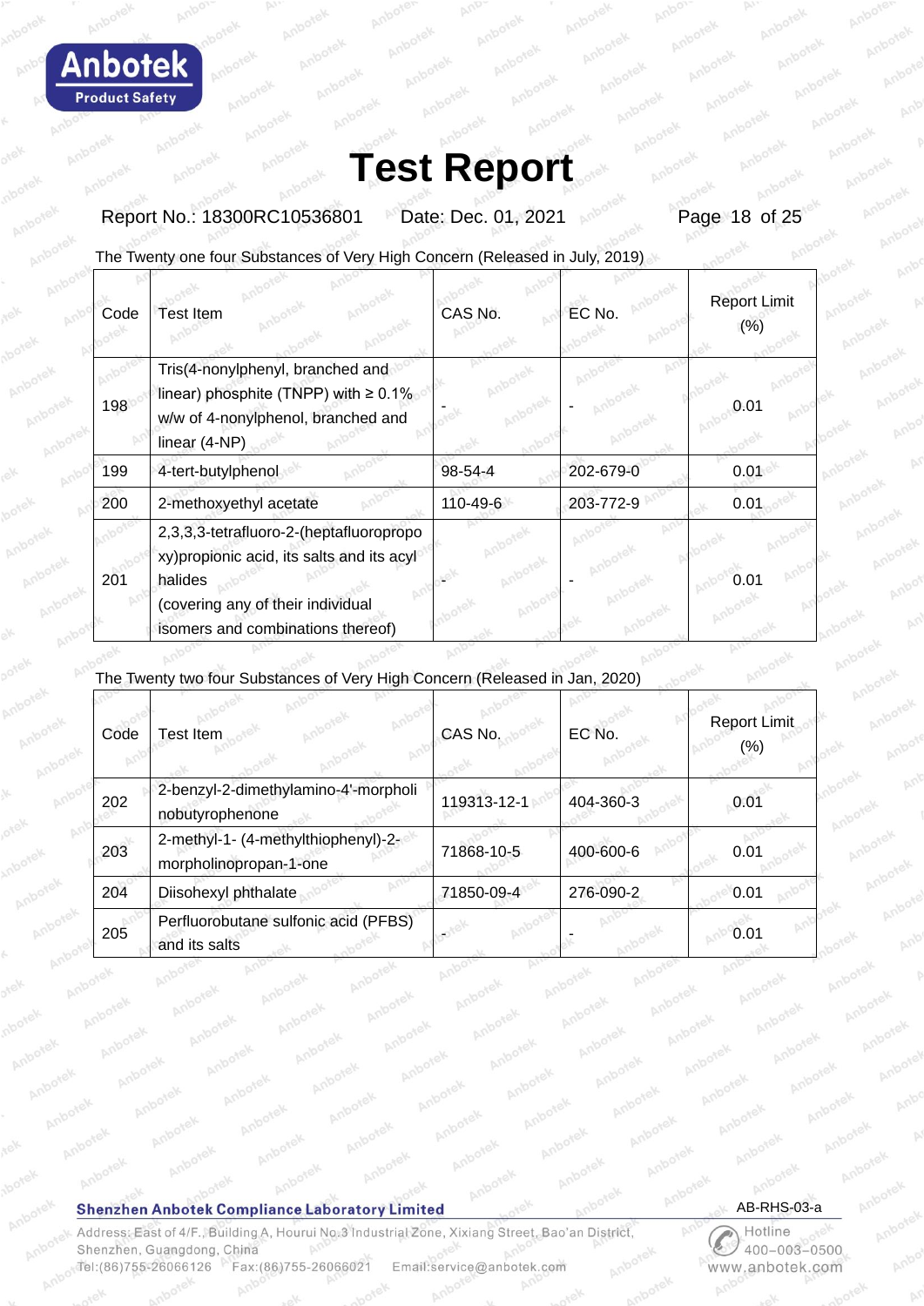# Test Report

Report No.: 18300RC10536801 Date: Dec. 01, 2021

The Twenty one four Substances of Very High Concern (Released in July, 2019)

| Code | Test Item | CAS No. | EC No. | Report Limit (%) |
|---|---|---|---|---|
| 198 | Tris(4-nonylphenyl, branched and linear) phosphite (TNPP) with ≥ 0.1% w/w of 4-nonylphenol, branched and linear (4-NP) | - | - | 0.01 |
| 199 | 4-tert-butylphenol | 98-54-4 | 202-679-0 | 0.01 |
| 200 | 2-methoxyethyl acetate | 110-49-6 | 203-772-9 | 0.01 |
| 201 | 2,3,3,3-tetrafluoro-2-(heptafluoropropoxy)propionic acid, its salts and its acyl halides (covering any of their individual isomers and combinations thereof) | - | - | 0.01 |

The Twenty two four Substances of Very High Concern (Released in Jan, 2020)

| Code | Test Item | CAS No. | EC No. | Report Limit (%) |
|---|---|---|---|---|
| 202 | 2-benzyl-2-dimethylamino-4'-morpholinobutyrophenone | 119313-12-1 | 404-360-3 | 0.01 |
| 203 | 2-methyl-1- (4-methylthiophenyl)-2-morpholinopropan-1-one | 71868-10-5 | 400-600-6 | 0.01 |
| 204 | Diisohexyl phthalate | 71850-09-4 | 276-090-2 | 0.01 |
| 205 | Perfluorobutane sulfonic acid (PFBS) and its salts | - | - | 0.01 |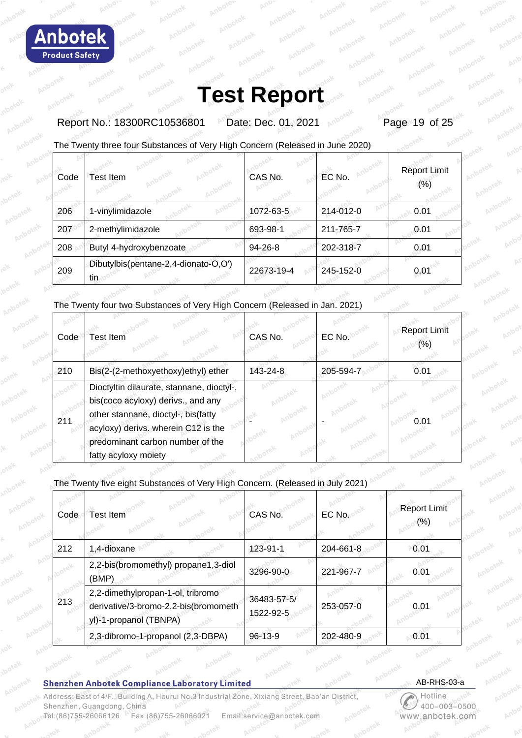# Test Report

Report No.: 18300RC10536801 Date: Dec. 01, 2021

The Twenty three four Substances of Very High Concern (Released in June 2020)

| Code | Test Item | CAS No. | EC No. | Report Limit (%) |
|---|---|---|---|---|
| 206 | 1-vinylimidazole | 1072-63-5 | 214-012-0 | 0.01 |
| 207 | 2-methylimidazole | 693-98-1 | 211-765-7 | 0.01 |
| 208 | Butyl 4-hydroxybenzoate | 94-26-8 | 202-318-7 | 0.01 |
| 209 | Dibutylbis(pentane-2,4-dionato-O,O') tin | 22673-19-4 | 245-152-0 | 0.01 |

The Twenty four two Substances of Very High Concern (Released in Jan. 2021)

| Code | Test Item | CAS No. | EC No. | Report Limit (%) |
|---|---|---|---|---|
| 210 | Bis(2-(2-methoxyethoxy)ethyl) ether | 143-24-8 | 205-594-7 | 0.01 |
| 211 | Dioctyltin dilaurate, stannane, dioctyl-, bis(coco acyloxy) derivs., and any other stannane, dioctyl-, bis(fatty acyloxy) derivs. wherein C12 is the predominant carbon number of the fatty acyloxy moiety | - | - | 0.01 |

The Twenty five eight Substances of Very High Concern. (Released in July 2021)

| Code | Test Item | CAS No. | EC No. | Report Limit (%) |
|---|---|---|---|---|
| 212 | 1,4-dioxane | 123-91-1 | 204-661-8 | 0.01 |
| 213 | 2,2-bis(bromomethyl) propane1,3-diol (BMP) | 3296-90-0 | 221-967-7 | 0.01 |
| | 2,2-dimethylpropan-1-ol, tribromo derivative/3-bromo-2,2-bis(bromomethyl)-1-propanol (TBNPA) | 36483-57-5/ 1522-92-5 | 253-057-0 | 0.01 |
| | 2,3-dibromo-1-propanol (2,3-DBPA) | 96-13-9 | 202-480-9 | 0.01 |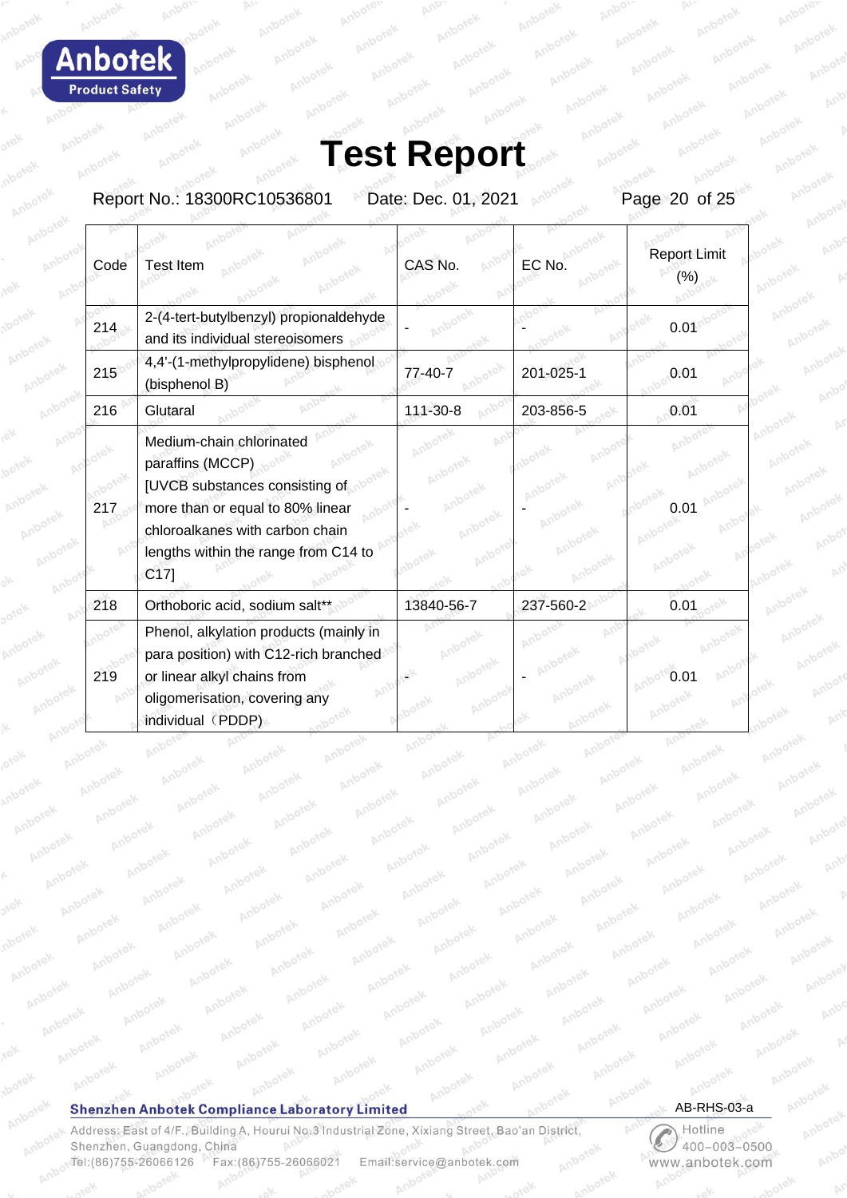# Test Report

Report No.: 18300RC10536801 Date: Dec. 01, 2021

| Code | Test Item | CAS No. | EC No. | Report Limit (%) |
|---|---|---|---|---|
| 214 | 2-(4-tert-butylbenzyl) propionaldehyde and its individual stereoisomers | - | - | 0.01 |
| 215 | 4,4'-(1-methylpropylidene) bisphenol (bisphenol B) | 77-40-7 | 201-025-1 | 0.01 |
| 216 | Glutaral | 111-30-8 | 203-856-5 | 0.01 |
| 217 | Medium-chain chlorinated paraffins (MCCP) [UVCB substances consisting of more than or equal to 80% linear chloroalkanes with carbon chain lengths within the range from C14 to C17] | - | - | 0.01 |
| 218 | Orthoboric acid, sodium salt** | 13840-56-7 | 237-560-2 | 0.01 |
| 219 | Phenol, alkylation products (mainly in para position) with C12-rich branched or linear alkyl chains from oligomerisation, covering any individual（PDDP) | - | - | 0.01 |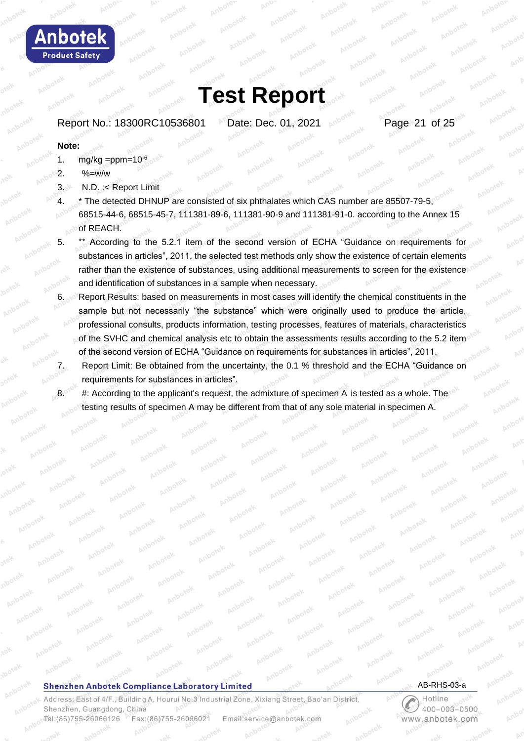# Test Report

Report No.: 18300RC10536801 Date: Dec. 01, 2021

**Note:**

1. mg/kg =ppm=$10^{-6}$
2. %=w/w
3. N.D. :< Report Limit
4. * The detected DHNUP are consisted of six phthalates which CAS number are 85507-79-5, 68515-44-6, 68515-45-7, 111381-89-6, 111381-90-9 and 111381-91-0. according to the Annex 15 of REACH.
5. ** According to the 5.2.1 item of the second version of ECHA "Guidance on requirements for substances in articles", 2011, the selected test methods only show the existence of certain elements rather than the existence of substances, using additional measurements to screen for the existence and identification of substances in a sample when necessary.
6. Report Results: based on measurements in most cases will identify the chemical constituents in the sample but not necessarily "the substance" which were originally used to produce the article, professional consults, products information, testing processes, features of materials, characteristics of the SVHC and chemical analysis etc to obtain the assessments results according to the 5.2 item of the second version of ECHA "Guidance on requirements for substances in articles", 2011.
7. Report Limit: Be obtained from the uncertainty, the 0.1 % threshold and the ECHA "Guidance on requirements for substances in articles".
8. #: According to the applicant's request, the admixture of specimen A is tested as a whole. The testing results of specimen A may be different from that of any sole material in specimen A.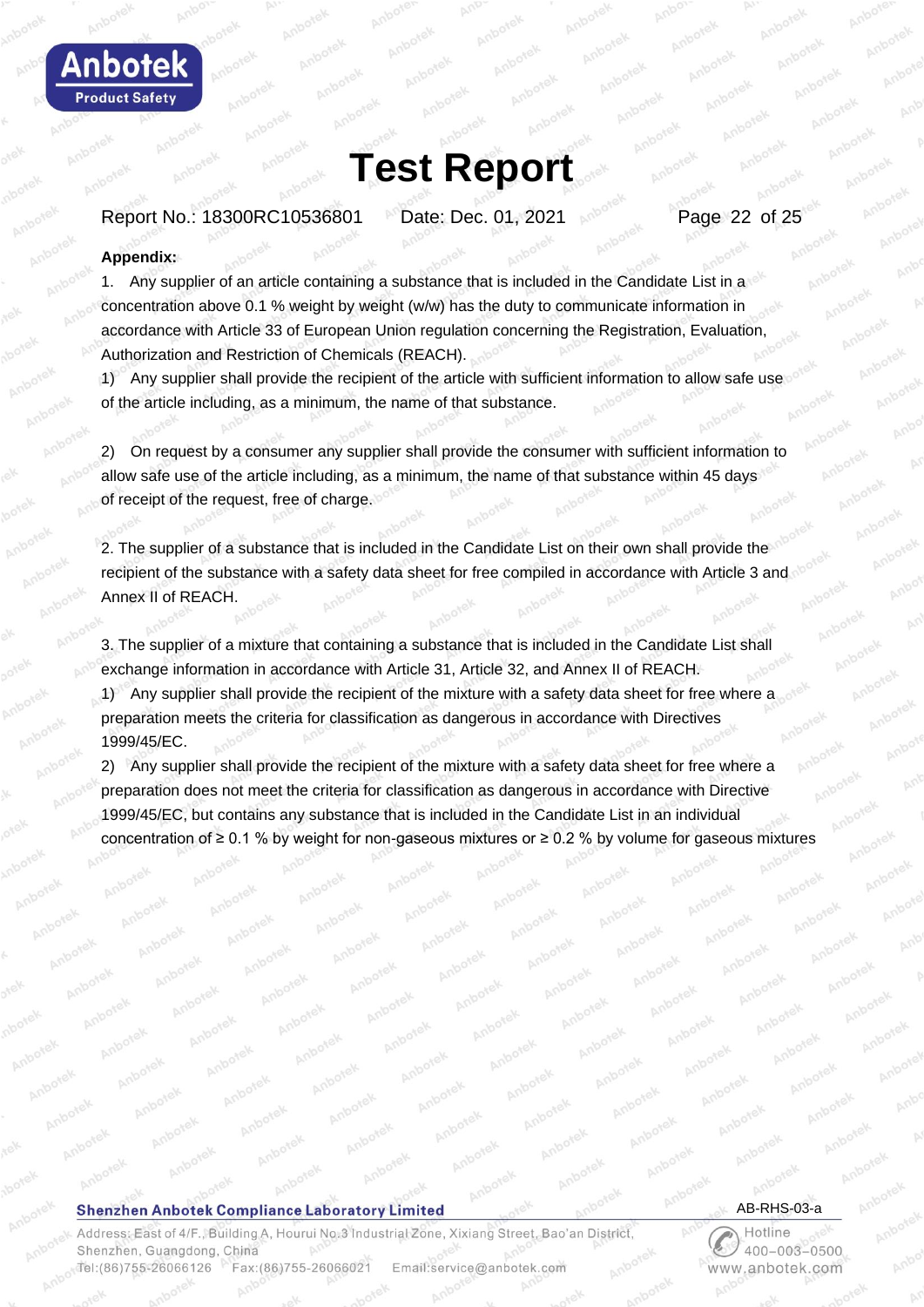# Test Report

Report No.: 18300RC10536801 Date: Dec. 01, 2021

**Appendix:**

1. Any supplier of an article containing a substance that is included in the Candidate List in a concentration above 0.1 % weight by weight (w/w) has the duty to communicate information in accordance with Article 33 of European Union regulation concerning the Registration, Evaluation, Authorization and Restriction of Chemicals (REACH).

1) Any supplier shall provide the recipient of the article with sufficient information to allow safe use of the article including, as a minimum, the name of that substance.

2) On request by a consumer any supplier shall provide the consumer with sufficient information to allow safe use of the article including, as a minimum, the name of that substance within 45 days of receipt of the request, free of charge.

2. The supplier of a substance that is included in the Candidate List on their own shall provide the recipient of the substance with a safety data sheet for free compiled in accordance with Article 3 and Annex II of REACH.

3. The supplier of a mixture that containing a substance that is included in the Candidate List shall exchange information in accordance with Article 31, Article 32, and Annex II of REACH.

1) Any supplier shall provide the recipient of the mixture with a safety data sheet for free where a preparation meets the criteria for classification as dangerous in accordance with Directives 1999/45/EC.

2) Any supplier shall provide the recipient of the mixture with a safety data sheet for free where a preparation does not meet the criteria for classification as dangerous in accordance with Directive 1999/45/EC, but contains any substance that is included in the Candidate List in an individual concentration of ≥ 0.1 % by weight for non-gaseous mixtures or ≥ 0.2 % by volume for gaseous mixtures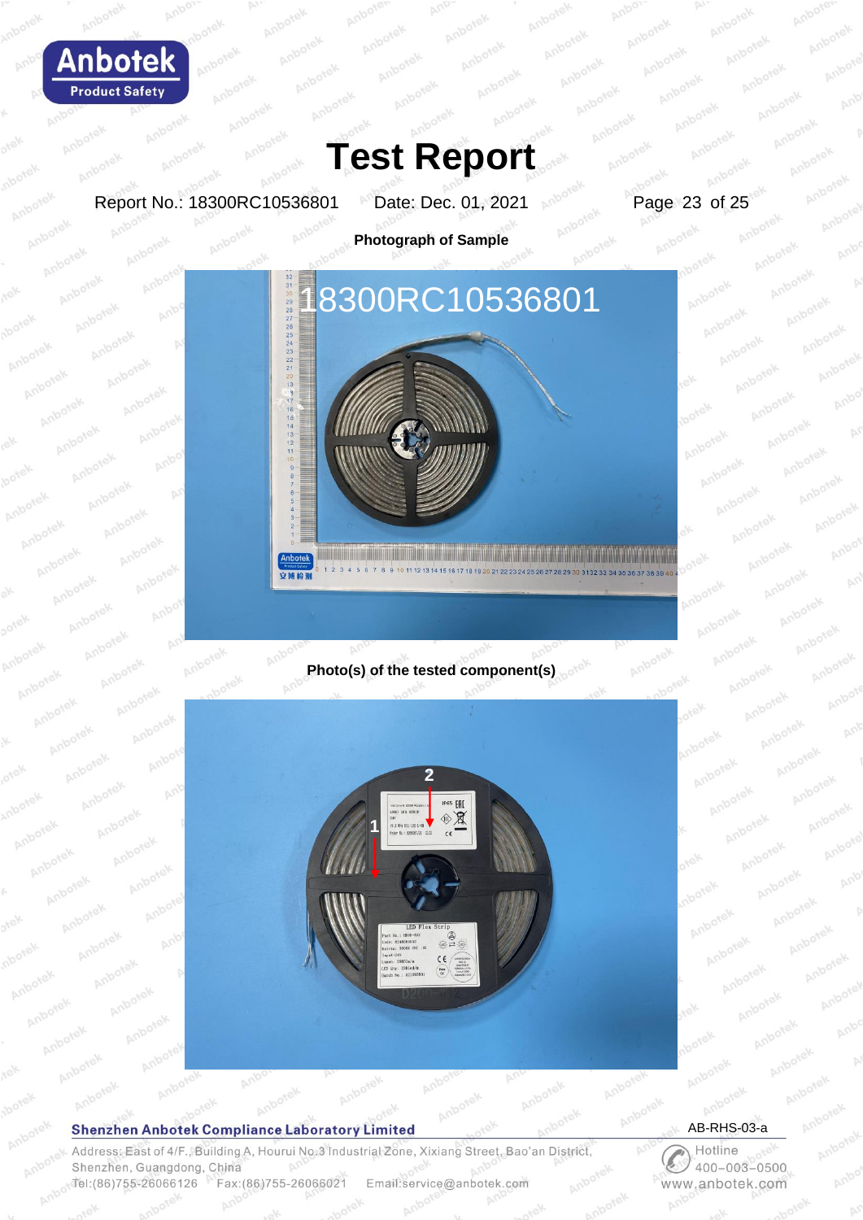# Test Report

Report No.: 18300RC10536801    Date: Dec. 01, 2021

**Photograph of Sample**

**Photo(s) of the tested component(s)**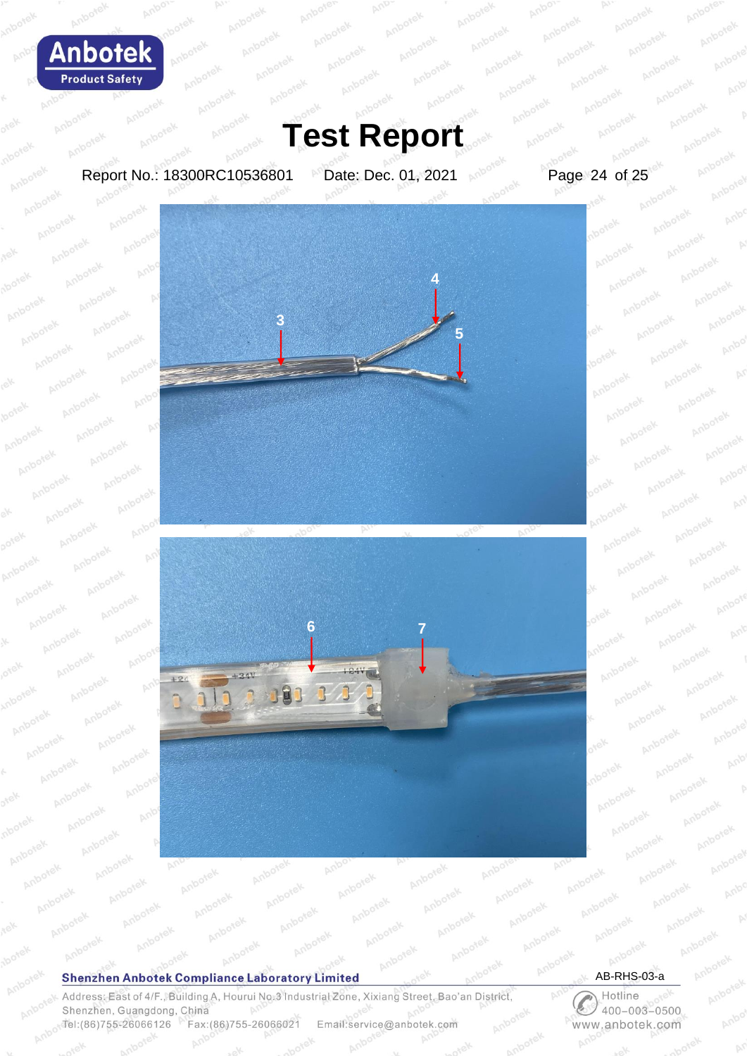# Test Report

Report No.: 18300RC10536801 Date: Dec. 01, 2021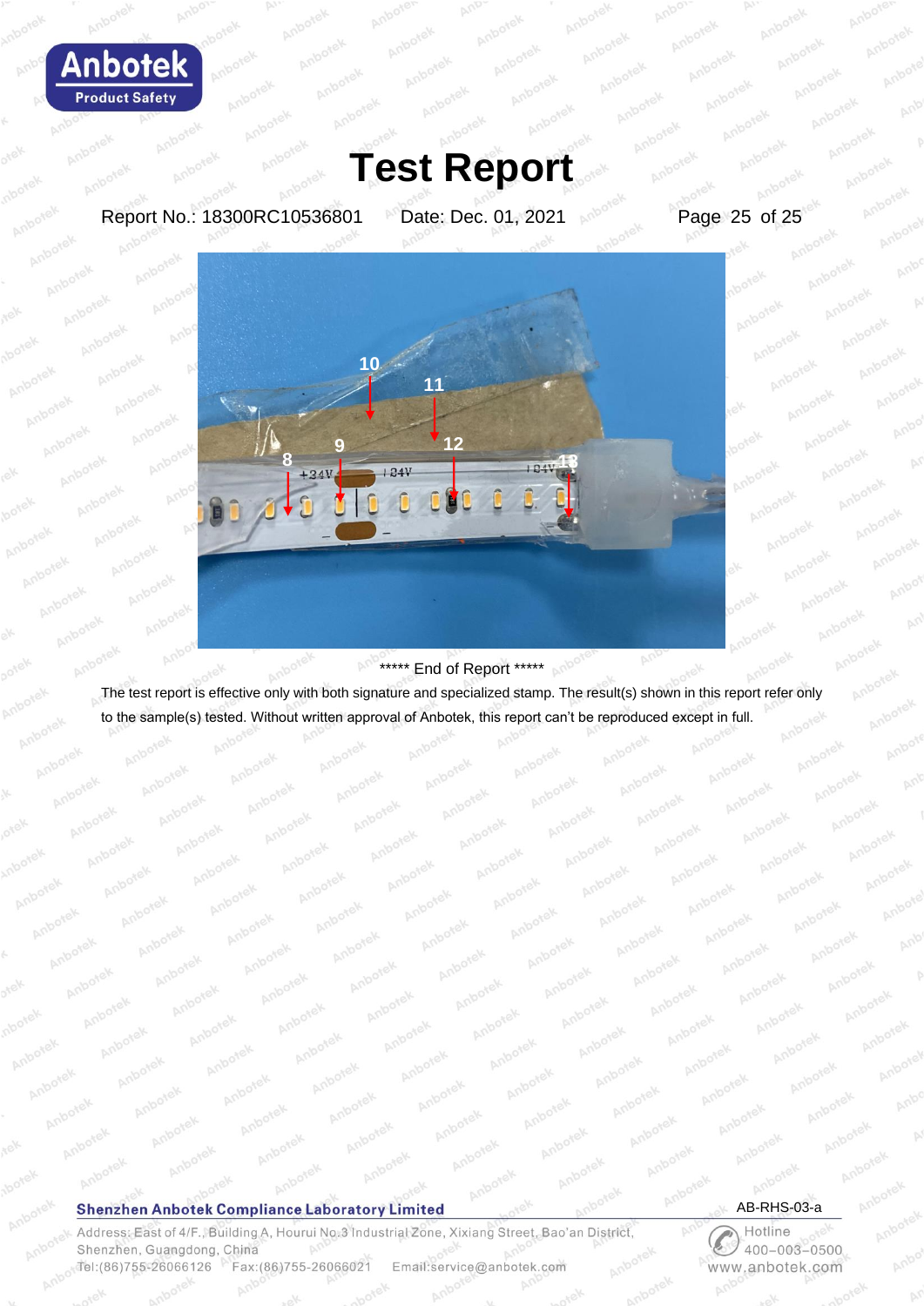# Test Report

Report No.: 18300RC10536801 Date: Dec. 01, 2021

***** End of Report *****

The test report is effective only with both signature and specialized stamp. The result(s) shown in this report refer only to the sample(s) tested. Without written approval of Anbotek, this report can't be reproduced except in full.

**Shenzhen Anbotek Compliance Laboratory Limited** AB-RHS-03-a

Address: East of 4/F., Building A, Hourui No.3 Industrial Zone, Xixiang Street, Bao'an District, Shenzhen, Guangdong, China

Tel:(86)755-26066126 Fax:(86)755-26066021 Email:service@anbotek.com

Hotline 400-003-0500 www.anbotek.com